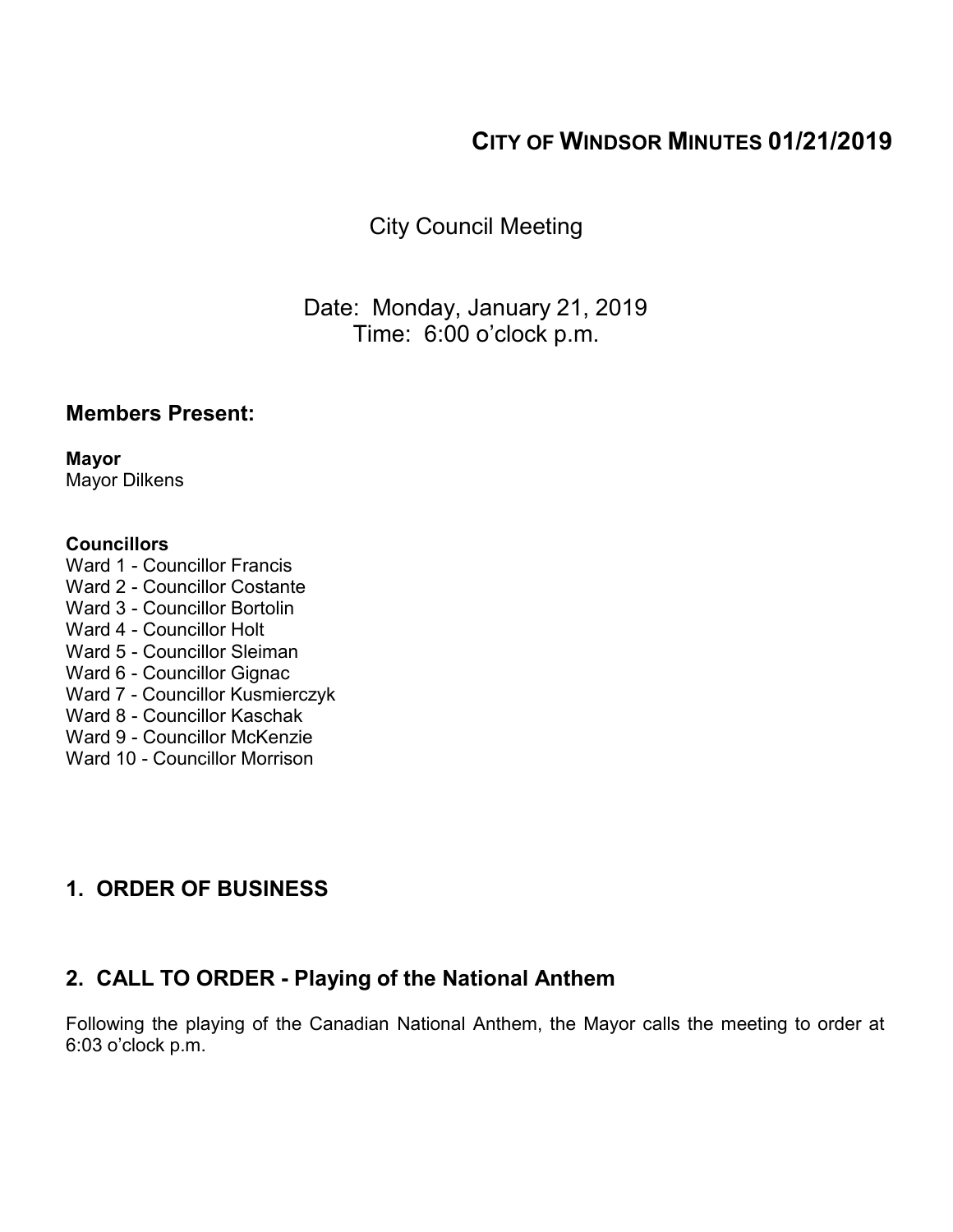# CITY OF WINDSOR MINUTES 01/21/2019

City Council Meeting

Date: Monday, January 21, 2019
Time: 6:00 o'clock p.m.

## Members Present:

**Mayor**
Mayor Dilkens

**Councillors**
Ward 1 - Councillor Francis
Ward 2 - Councillor Costante
Ward 3 - Councillor Bortolin
Ward 4 - Councillor Holt
Ward 5 - Councillor Sleiman
Ward 6 - Councillor Gignac
Ward 7 - Councillor Kusmierczyk
Ward 8 - Councillor Kaschak
Ward 9 - Councillor McKenzie
Ward 10 - Councillor Morrison

## 1. ORDER OF BUSINESS

## 2. CALL TO ORDER - Playing of the National Anthem

Following the playing of the Canadian National Anthem, the Mayor calls the meeting to order at 6:03 o'clock p.m.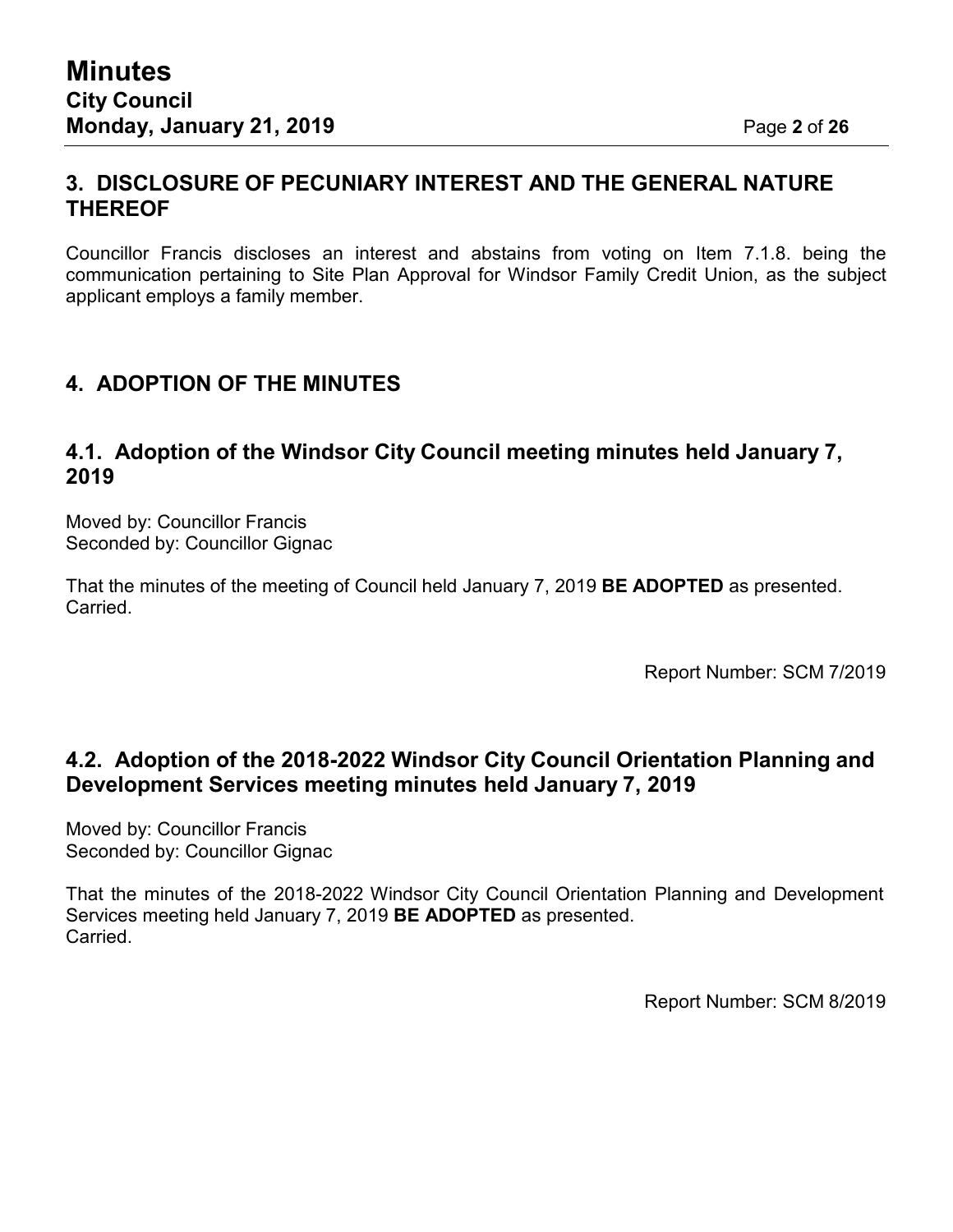## 3. DISCLOSURE OF PECUNIARY INTEREST AND THE GENERAL NATURE THEREOF

Councillor Francis discloses an interest and abstains from voting on Item 7.1.8. being the communication pertaining to Site Plan Approval for Windsor Family Credit Union, as the subject applicant employs a family member.

## 4. ADOPTION OF THE MINUTES

### 4.1. Adoption of the Windsor City Council meeting minutes held January 7, 2019

Moved by: Councillor Francis
Seconded by: Councillor Gignac

That the minutes of the meeting of Council held January 7, 2019 **BE ADOPTED** as presented.
Carried.

Report Number: SCM 7/2019

### 4.2. Adoption of the 2018-2022 Windsor City Council Orientation Planning and Development Services meeting minutes held January 7, 2019

Moved by: Councillor Francis
Seconded by: Councillor Gignac

That the minutes of the 2018-2022 Windsor City Council Orientation Planning and Development Services meeting held January 7, 2019 **BE ADOPTED** as presented.
Carried.

Report Number: SCM 8/2019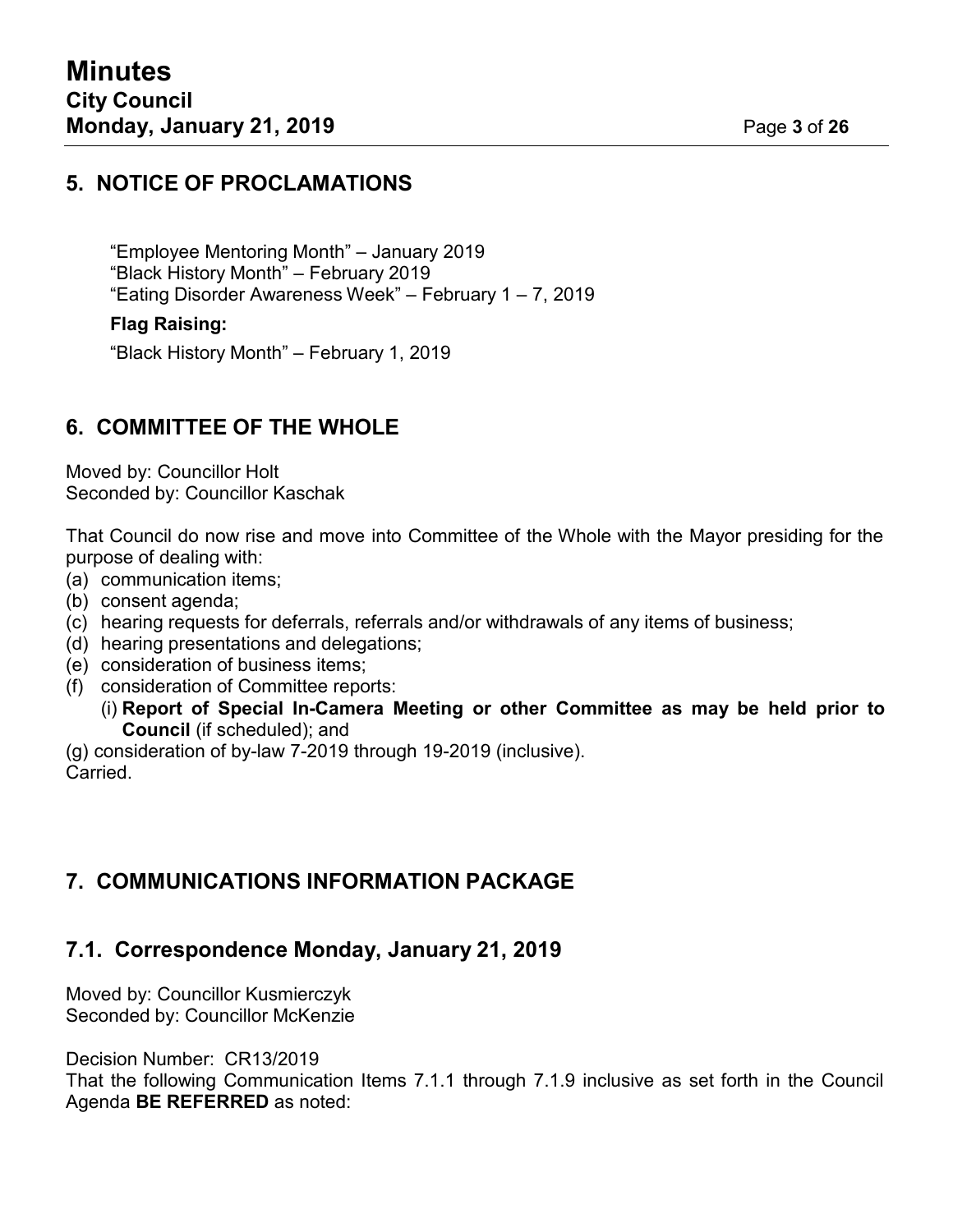## 5. NOTICE OF PROCLAMATIONS

"Employee Mentoring Month" – January 2019
"Black History Month" – February 2019
"Eating Disorder Awareness Week" – February 1 – 7, 2019

**Flag Raising:**

"Black History Month" – February 1, 2019

## 6. COMMITTEE OF THE WHOLE

Moved by: Councillor Holt
Seconded by: Councillor Kaschak

That Council do now rise and move into Committee of the Whole with the Mayor presiding for the purpose of dealing with:

(a) communication items;
(b) consent agenda;
(c) hearing requests for deferrals, referrals and/or withdrawals of any items of business;
(d) hearing presentations and delegations;
(e) consideration of business items;
(f) consideration of Committee reports:
    (i) **Report of Special In-Camera Meeting or other Committee as may be held prior to Council** (if scheduled); and
(g) consideration of by-law 7-2019 through 19-2019 (inclusive).

Carried.

## 7. COMMUNICATIONS INFORMATION PACKAGE

## 7.1. Correspondence Monday, January 21, 2019

Moved by: Councillor Kusmierczyk
Seconded by: Councillor McKenzie

Decision Number: CR13/2019
That the following Communication Items 7.1.1 through 7.1.9 inclusive as set forth in the Council Agenda **BE REFERRED** as noted: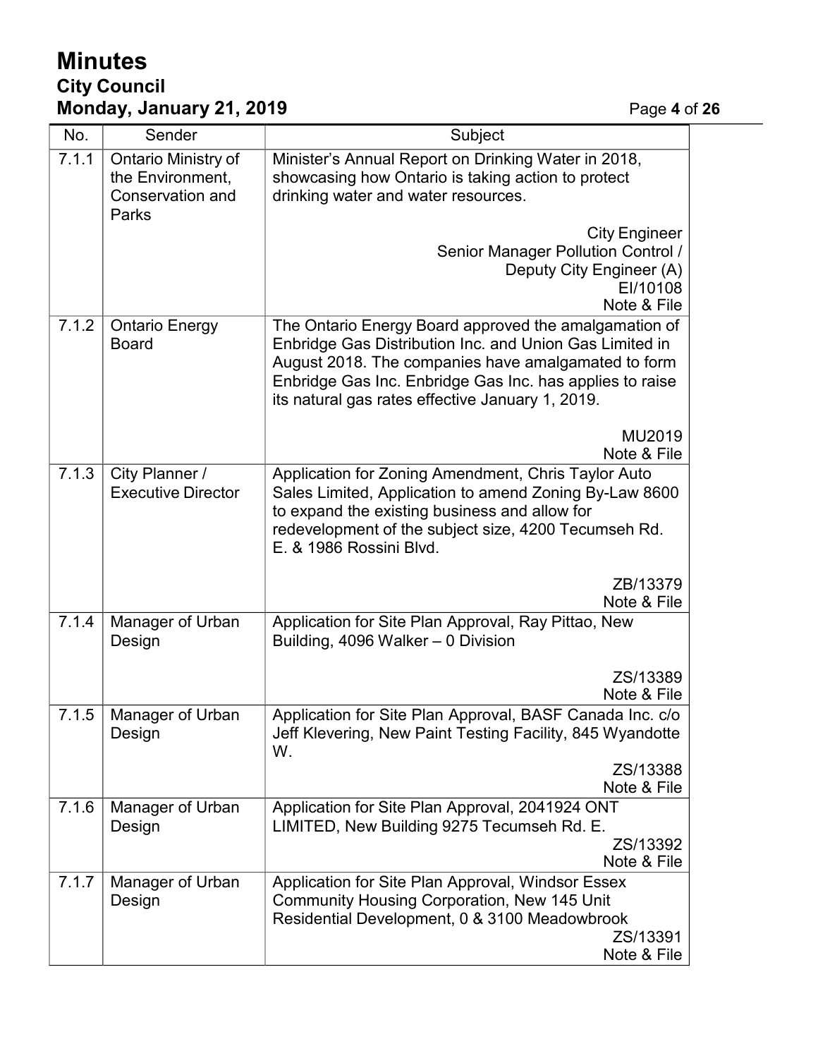| No. | Sender | Subject |
|---|---|---|
| 7.1.1 | Ontario Ministry of the Environment, Conservation and Parks | Minister's Annual Report on Drinking Water in 2018, showcasing how Ontario is taking action to protect drinking water and water resources.<br><br>City Engineer<br>Senior Manager Pollution Control / Deputy City Engineer (A)<br>EI/10108<br>Note & File |
| 7.1.2 | Ontario Energy Board | The Ontario Energy Board approved the amalgamation of Enbridge Gas Distribution Inc. and Union Gas Limited in August 2018. The companies have amalgamated to form Enbridge Gas Inc. Enbridge Gas Inc. has applies to raise its natural gas rates effective January 1, 2019.<br><br>MU2019<br>Note & File |
| 7.1.3 | City Planner / Executive Director | Application for Zoning Amendment, Chris Taylor Auto Sales Limited, Application to amend Zoning By-Law 8600 to expand the existing business and allow for redevelopment of the subject size, 4200 Tecumseh Rd. E. & 1986 Rossini Blvd.<br><br>ZB/13379<br>Note & File |
| 7.1.4 | Manager of Urban Design | Application for Site Plan Approval, Ray Pittao, New Building, 4096 Walker – 0 Division<br><br>ZS/13389<br>Note & File |
| 7.1.5 | Manager of Urban Design | Application for Site Plan Approval, BASF Canada Inc. c/o Jeff Klevering, New Paint Testing Facility, 845 Wyandotte W.<br><br>ZS/13388<br>Note & File |
| 7.1.6 | Manager of Urban Design | Application for Site Plan Approval, 2041924 ONT LIMITED, New Building 9275 Tecumseh Rd. E.<br><br>ZS/13392<br>Note & File |
| 7.1.7 | Manager of Urban Design | Application for Site Plan Approval, Windsor Essex Community Housing Corporation, New 145 Unit Residential Development, 0 & 3100 Meadowbrook<br><br>ZS/13391<br>Note & File |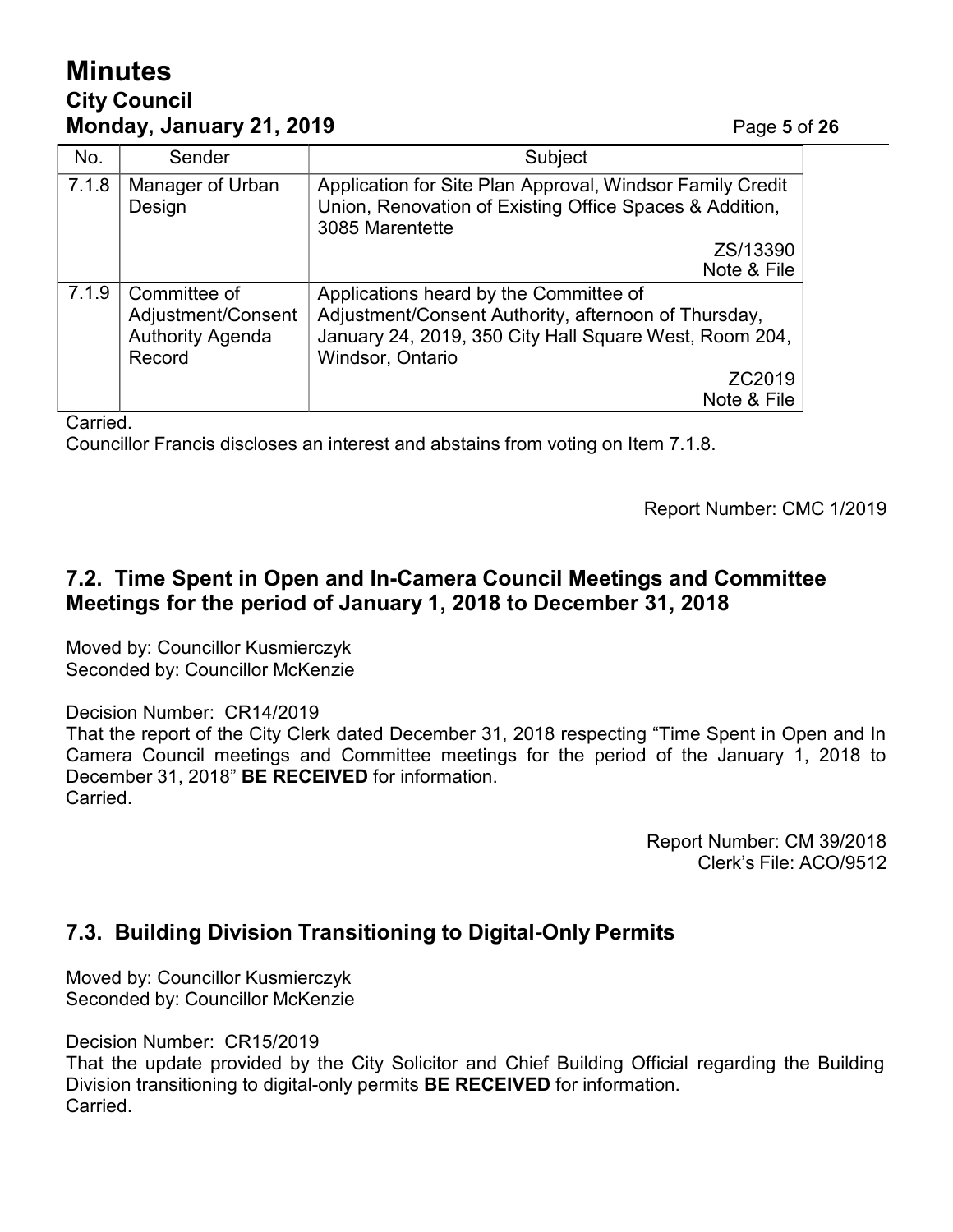| No. | Sender | Subject |
| --- | --- | --- |
| 7.1.8 | Manager of Urban Design | Application for Site Plan Approval, Windsor Family Credit Union, Renovation of Existing Office Spaces & Addition, 3085 Marentette<br>ZS/13390<br>Note & File |
| 7.1.9 | Committee of Adjustment/Consent Authority Agenda Record | Applications heard by the Committee of Adjustment/Consent Authority, afternoon of Thursday, January 24, 2019, 350 City Hall Square West, Room 204, Windsor, Ontario<br>ZC2019<br>Note & File |

Carried.

Councillor Francis discloses an interest and abstains from voting on Item 7.1.8.

Report Number: CMC 1/2019

## 7.2. Time Spent in Open and In-Camera Council Meetings and Committee Meetings for the period of January 1, 2018 to December 31, 2018

Moved by: Councillor Kusmierczyk
Seconded by: Councillor McKenzie

Decision Number: CR14/2019
That the report of the City Clerk dated December 31, 2018 respecting "Time Spent in Open and In Camera Council meetings and Committee meetings for the period of the January 1, 2018 to December 31, 2018" **BE RECEIVED** for information.
Carried.

Report Number: CM 39/2018
Clerk's File: ACO/9512

## 7.3. Building Division Transitioning to Digital-Only Permits

Moved by: Councillor Kusmierczyk
Seconded by: Councillor McKenzie

Decision Number: CR15/2019
That the update provided by the City Solicitor and Chief Building Official regarding the Building Division transitioning to digital-only permits **BE RECEIVED** for information.
Carried.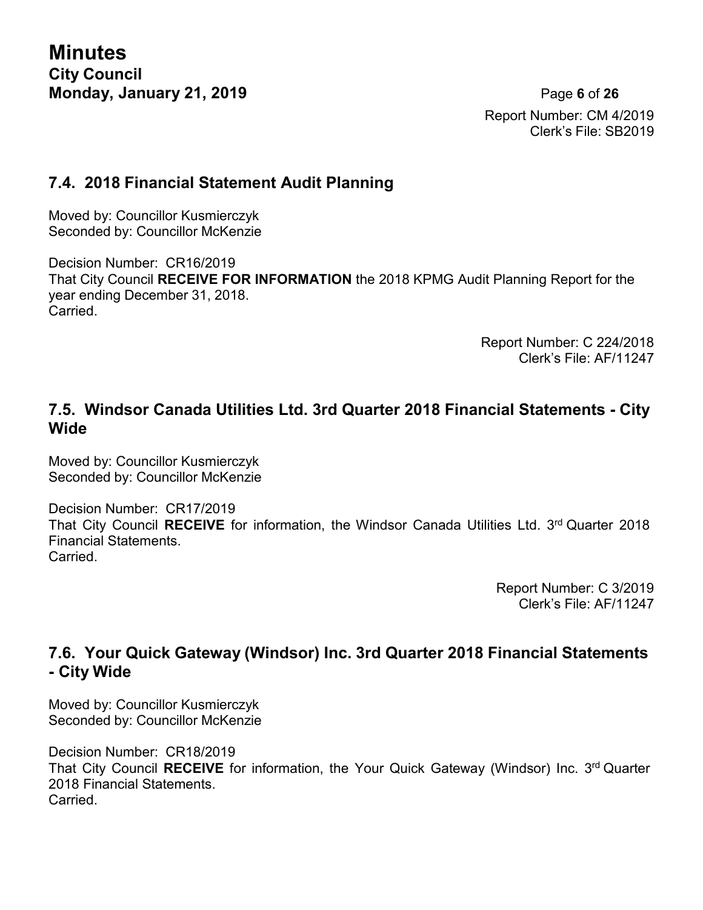Report Number: CM 4/2019
Clerk's File: SB2019

### 7.4. 2018 Financial Statement Audit Planning

Moved by: Councillor Kusmierczyk
Seconded by: Councillor McKenzie

Decision Number: CR16/2019
That City Council **RECEIVE FOR INFORMATION** the 2018 KPMG Audit Planning Report for the year ending December 31, 2018.
Carried.

Report Number: C 224/2018
Clerk's File: AF/11247

### 7.5. Windsor Canada Utilities Ltd. 3rd Quarter 2018 Financial Statements - City Wide

Moved by: Councillor Kusmierczyk
Seconded by: Councillor McKenzie

Decision Number: CR17/2019
That City Council **RECEIVE** for information, the Windsor Canada Utilities Ltd. 3rd Quarter 2018 Financial Statements.
Carried.

Report Number: C 3/2019
Clerk's File: AF/11247

### 7.6. Your Quick Gateway (Windsor) Inc. 3rd Quarter 2018 Financial Statements - City Wide

Moved by: Councillor Kusmierczyk
Seconded by: Councillor McKenzie

Decision Number: CR18/2019
That City Council **RECEIVE** for information, the Your Quick Gateway (Windsor) Inc. 3rd Quarter 2018 Financial Statements.
Carried.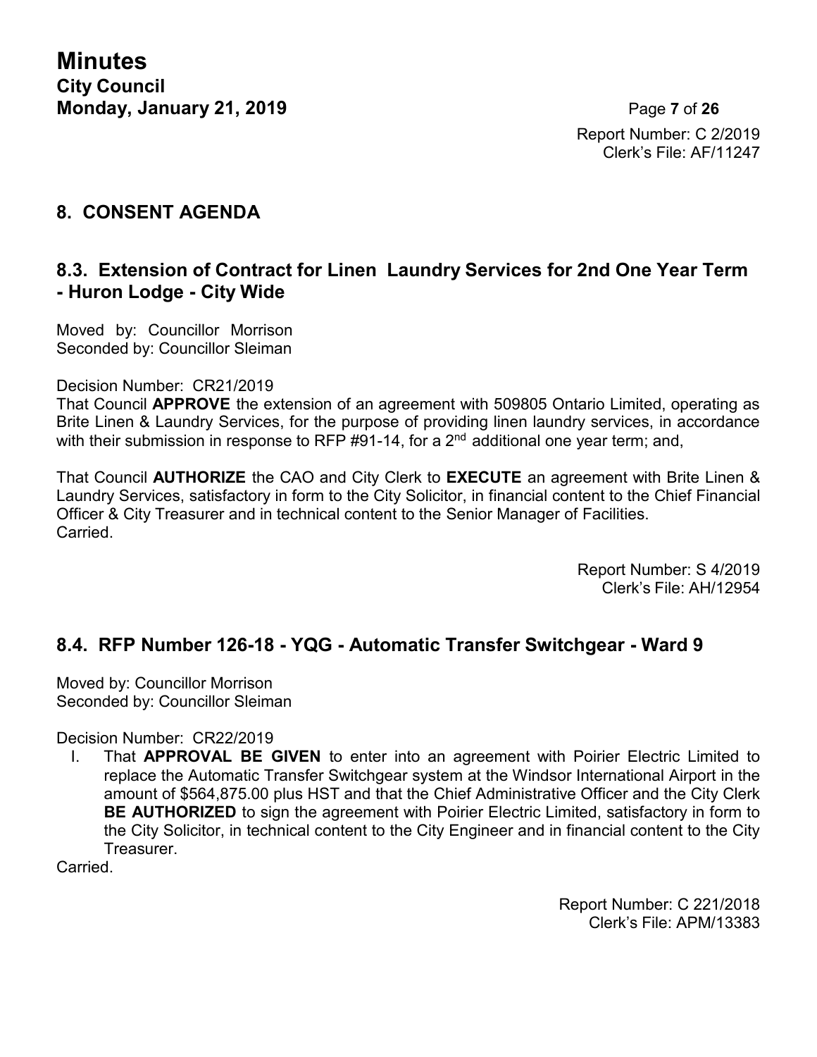Report Number: C 2/2019
Clerk's File: AF/11247

## 8. CONSENT AGENDA

### 8.3. Extension of Contract for Linen Laundry Services for 2nd One Year Term - Huron Lodge - City Wide

Moved by: Councillor Morrison
Seconded by: Councillor Sleiman

Decision Number: CR21/2019
That Council **APPROVE** the extension of an agreement with 509805 Ontario Limited, operating as Brite Linen & Laundry Services, for the purpose of providing linen laundry services, in accordance with their submission in response to RFP #91-14, for a 2nd additional one year term; and,

That Council **AUTHORIZE** the CAO and City Clerk to **EXECUTE** an agreement with Brite Linen & Laundry Services, satisfactory in form to the City Solicitor, in financial content to the Chief Financial Officer & City Treasurer and in technical content to the Senior Manager of Facilities.
Carried.

Report Number: S 4/2019
Clerk's File: AH/12954

### 8.4. RFP Number 126-18 - YQG - Automatic Transfer Switchgear - Ward 9

Moved by: Councillor Morrison
Seconded by: Councillor Sleiman

Decision Number: CR22/2019

I. That **APPROVAL BE GIVEN** to enter into an agreement with Poirier Electric Limited to replace the Automatic Transfer Switchgear system at the Windsor International Airport in the amount of $564,875.00 plus HST and that the Chief Administrative Officer and the City Clerk **BE AUTHORIZED** to sign the agreement with Poirier Electric Limited, satisfactory in form to the City Solicitor, in technical content to the City Engineer and in financial content to the City Treasurer.

Carried.

Report Number: C 221/2018
Clerk's File: APM/13383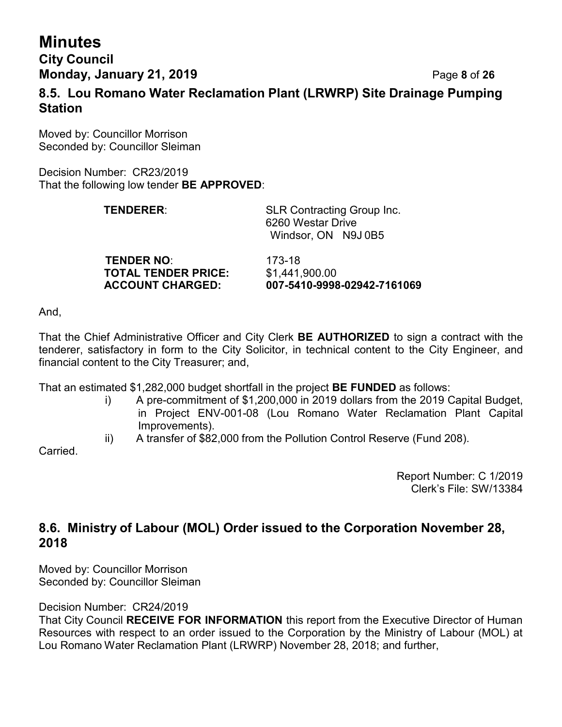## 8.5. Lou Romano Water Reclamation Plant (LRWRP) Site Drainage Pumping Station

Moved by: Councillor Morrison
Seconded by: Councillor Sleiman

Decision Number: CR23/2019
That the following low tender **BE APPROVED**:

**TENDERER**: SLR Contracting Group Inc.
6260 Westar Drive
Windsor, ON N9J 0B5

**TENDER NO**: 173-18
**TOTAL TENDER PRICE:** $1,441,900.00
**ACCOUNT CHARGED:** **007-5410-9998-02942-7161069**

And,

That the Chief Administrative Officer and City Clerk **BE AUTHORIZED** to sign a contract with the tenderer, satisfactory in form to the City Solicitor, in technical content to the City Engineer, and financial content to the City Treasurer; and,

That an estimated $1,282,000 budget shortfall in the project **BE FUNDED** as follows:

i) A pre-commitment of $1,200,000 in 2019 dollars from the 2019 Capital Budget, in Project ENV-001-08 (Lou Romano Water Reclamation Plant Capital Improvements).

ii) A transfer of $82,000 from the Pollution Control Reserve (Fund 208).

Carried.

Report Number: C 1/2019
Clerk's File: SW/13384

## 8.6. Ministry of Labour (MOL) Order issued to the Corporation November 28, 2018

Moved by: Councillor Morrison
Seconded by: Councillor Sleiman

Decision Number: CR24/2019
That City Council **RECEIVE FOR INFORMATION** this report from the Executive Director of Human Resources with respect to an order issued to the Corporation by the Ministry of Labour (MOL) at Lou Romano Water Reclamation Plant (LRWRP) November 28, 2018; and further,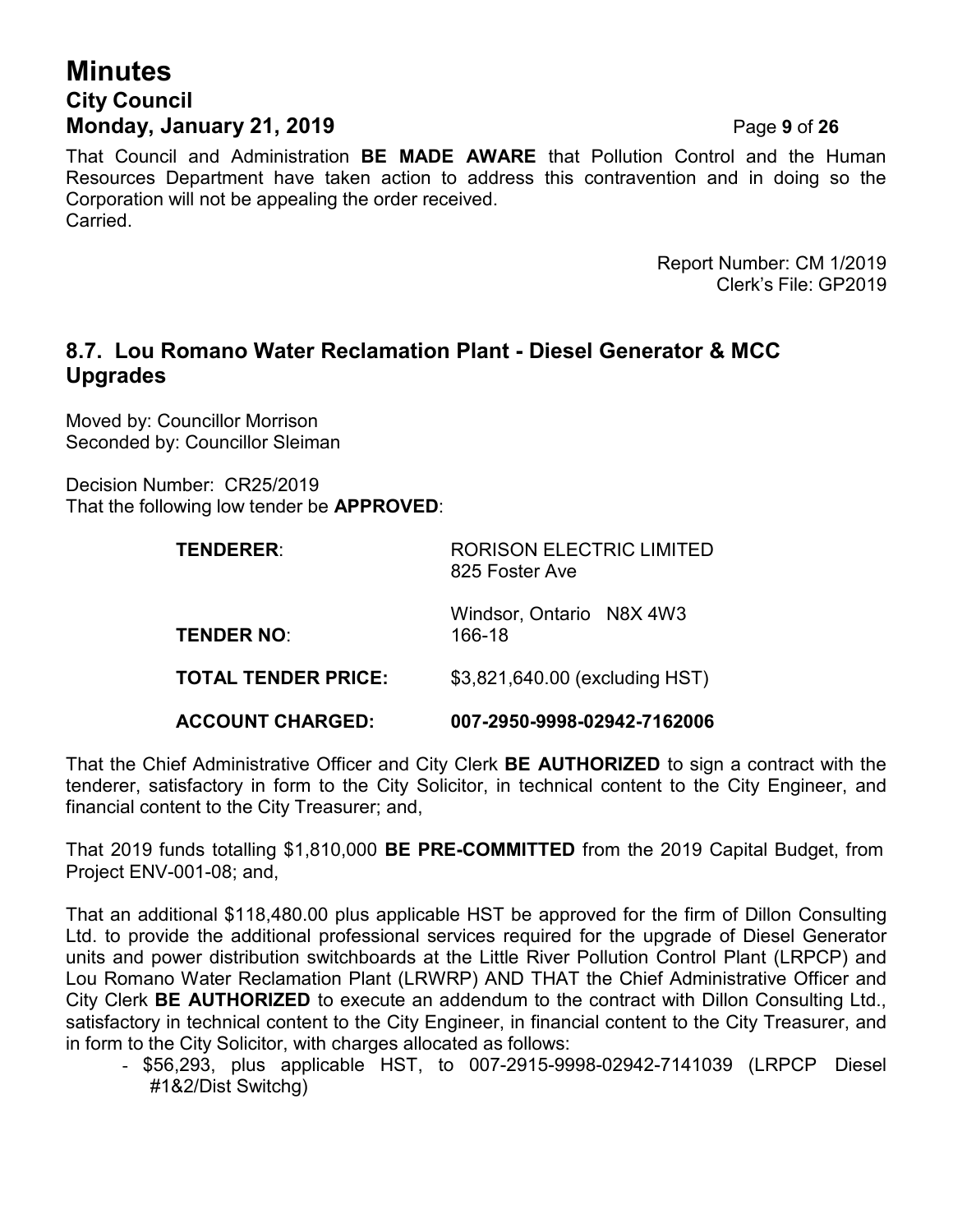That Council and Administration **BE MADE AWARE** that Pollution Control and the Human Resources Department have taken action to address this contravention and in doing so the Corporation will not be appealing the order received.
Carried.

Report Number: CM 1/2019
Clerk's File: GP2019

## 8.7. Lou Romano Water Reclamation Plant - Diesel Generator & MCC Upgrades

Moved by: Councillor Morrison
Seconded by: Councillor Sleiman

Decision Number: CR25/2019
That the following low tender be **APPROVED**:

| | |
|---|---|
| **TENDERER**: | RORISON ELECTRIC LIMITED<br>825 Foster Ave<br><br>Windsor, Ontario N8X 4W3 |
| **TENDER NO**: | 166-18 |
| **TOTAL TENDER PRICE:** | $3,821,640.00 (excluding HST) |
| **ACCOUNT CHARGED:** | **007-2950-9998-02942-7162006** |

That the Chief Administrative Officer and City Clerk **BE AUTHORIZED** to sign a contract with the tenderer, satisfactory in form to the City Solicitor, in technical content to the City Engineer, and financial content to the City Treasurer; and,

That 2019 funds totalling $1,810,000 **BE PRE-COMMITTED** from the 2019 Capital Budget, from Project ENV-001-08; and,

That an additional $118,480.00 plus applicable HST be approved for the firm of Dillon Consulting Ltd. to provide the additional professional services required for the upgrade of Diesel Generator units and power distribution switchboards at the Little River Pollution Control Plant (LRPCP) and Lou Romano Water Reclamation Plant (LRWRP) AND THAT the Chief Administrative Officer and City Clerk **BE AUTHORIZED** to execute an addendum to the contract with Dillon Consulting Ltd., satisfactory in technical content to the City Engineer, in financial content to the City Treasurer, and in form to the City Solicitor, with charges allocated as follows:

- $56,293, plus applicable HST, to 007-2915-9998-02942-7141039 (LRPCP Diesel #1&2/Dist Switchg)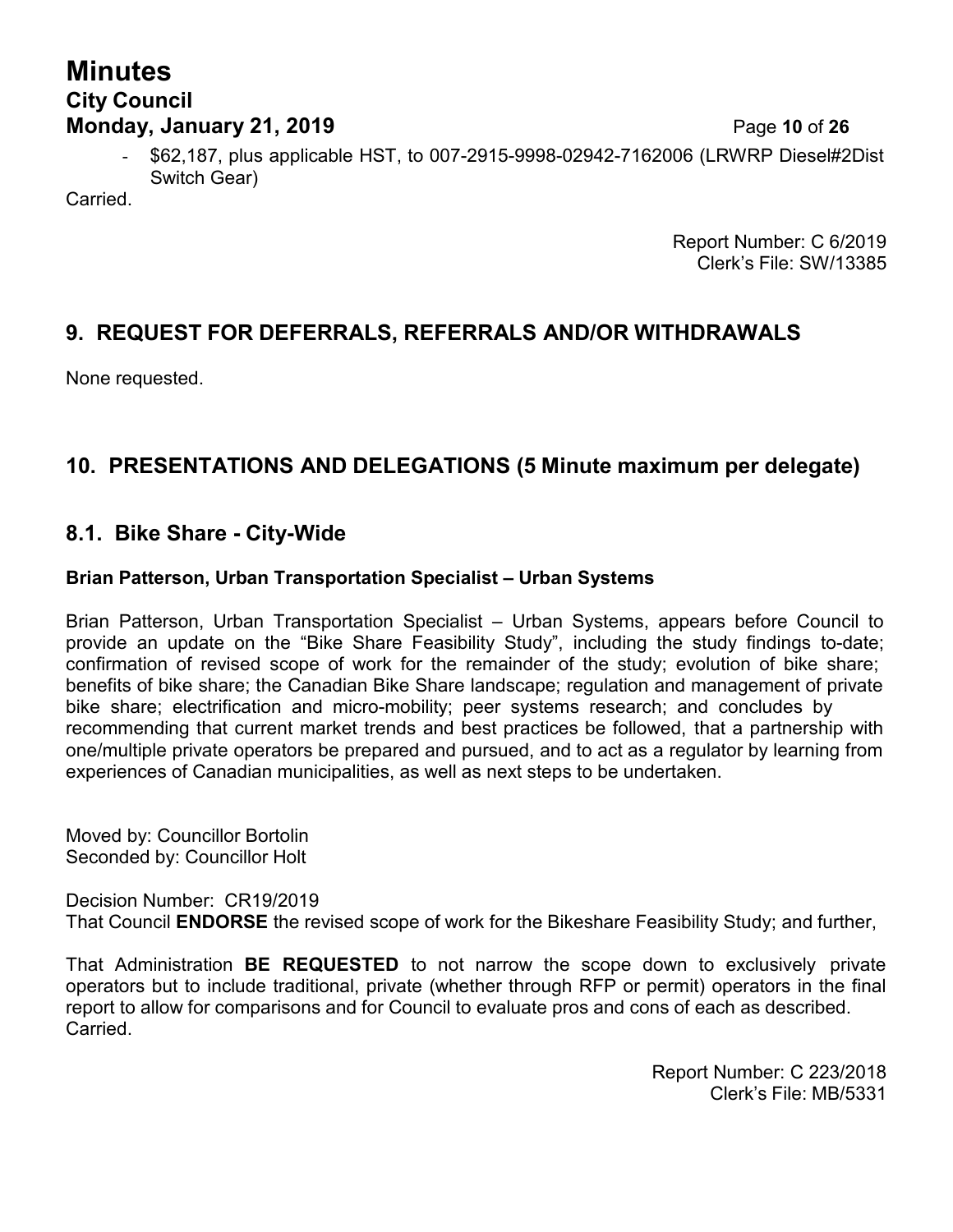- $62,187, plus applicable HST, to 007-2915-9998-02942-7162006 (LRWRP Diesel#2Dist Switch Gear)

Carried.

Report Number: C 6/2019
Clerk's File: SW/13385

## 9. REQUEST FOR DEFERRALS, REFERRALS AND/OR WITHDRAWALS

None requested.

## 10. PRESENTATIONS AND DELEGATIONS (5 Minute maximum per delegate)

## 8.1. Bike Share - City-Wide

**Brian Patterson, Urban Transportation Specialist – Urban Systems**

Brian Patterson, Urban Transportation Specialist – Urban Systems, appears before Council to provide an update on the "Bike Share Feasibility Study", including the study findings to-date; confirmation of revised scope of work for the remainder of the study; evolution of bike share; benefits of bike share; the Canadian Bike Share landscape; regulation and management of private bike share; electrification and micro-mobility; peer systems research; and concludes by recommending that current market trends and best practices be followed, that a partnership with one/multiple private operators be prepared and pursued, and to act as a regulator by learning from experiences of Canadian municipalities, as well as next steps to be undertaken.

Moved by: Councillor Bortolin
Seconded by: Councillor Holt

Decision Number: CR19/2019
That Council **ENDORSE** the revised scope of work for the Bikeshare Feasibility Study; and further,

That Administration **BE REQUESTED** to not narrow the scope down to exclusively private operators but to include traditional, private (whether through RFP or permit) operators in the final report to allow for comparisons and for Council to evaluate pros and cons of each as described.
Carried.

Report Number: C 223/2018
Clerk's File: MB/5331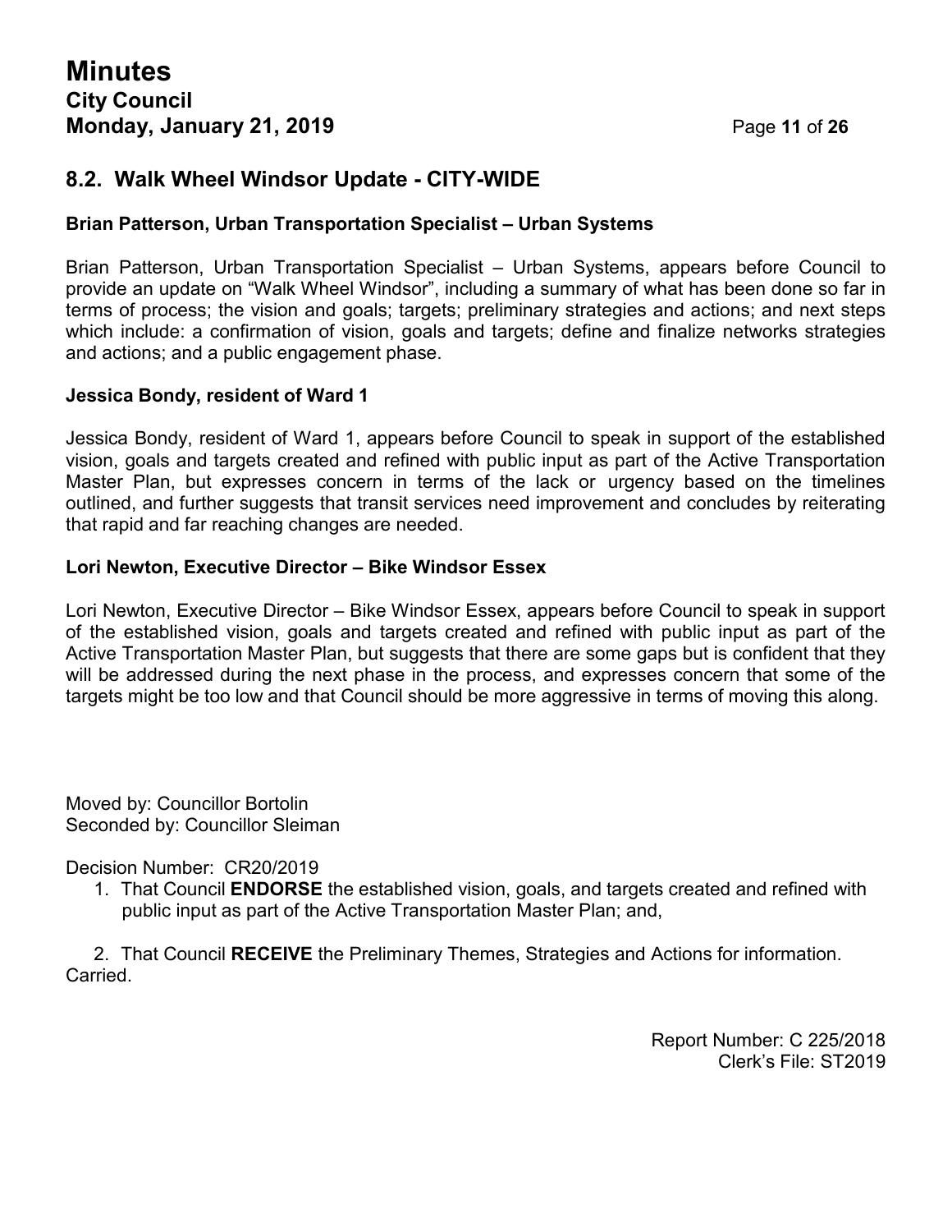## 8.2. Walk Wheel Windsor Update - CITY-WIDE

### Brian Patterson, Urban Transportation Specialist – Urban Systems

Brian Patterson, Urban Transportation Specialist – Urban Systems, appears before Council to provide an update on "Walk Wheel Windsor", including a summary of what has been done so far in terms of process; the vision and goals; targets; preliminary strategies and actions; and next steps which include: a confirmation of vision, goals and targets; define and finalize networks strategies and actions; and a public engagement phase.

### Jessica Bondy, resident of Ward 1

Jessica Bondy, resident of Ward 1, appears before Council to speak in support of the established vision, goals and targets created and refined with public input as part of the Active Transportation Master Plan, but expresses concern in terms of the lack or urgency based on the timelines outlined, and further suggests that transit services need improvement and concludes by reiterating that rapid and far reaching changes are needed.

### Lori Newton, Executive Director – Bike Windsor Essex

Lori Newton, Executive Director – Bike Windsor Essex, appears before Council to speak in support of the established vision, goals and targets created and refined with public input as part of the Active Transportation Master Plan, but suggests that there are some gaps but is confident that they will be addressed during the next phase in the process, and expresses concern that some of the targets might be too low and that Council should be more aggressive in terms of moving this along.

Moved by: Councillor Bortolin
Seconded by: Councillor Sleiman

Decision Number: CR20/2019

1. That Council **ENDORSE** the established vision, goals, and targets created and refined with public input as part of the Active Transportation Master Plan; and,

2. That Council **RECEIVE** the Preliminary Themes, Strategies and Actions for information.

Carried.

Report Number: C 225/2018
Clerk's File: ST2019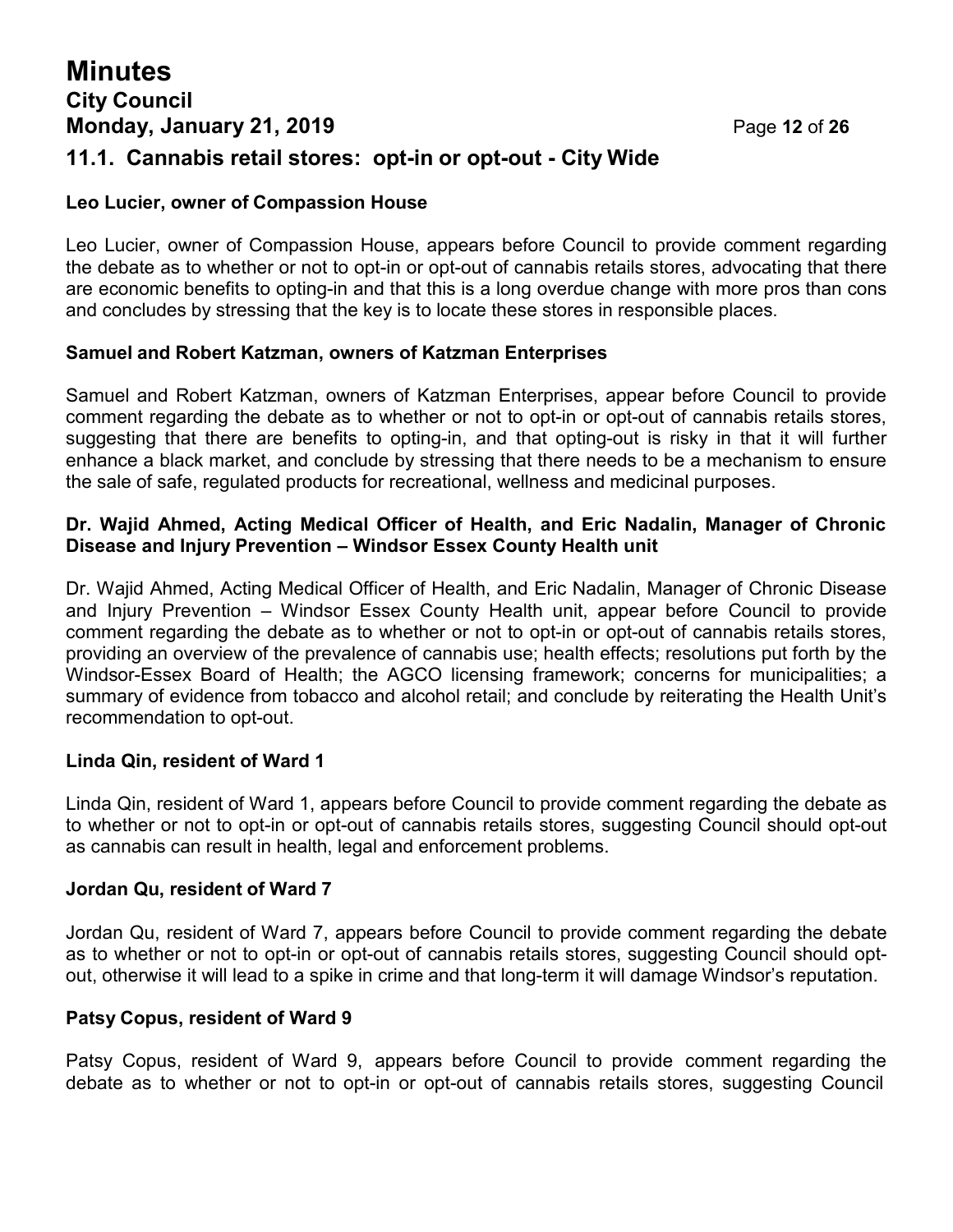### 11.1. Cannabis retail stores: opt-in or opt-out - City Wide

**Leo Lucier, owner of Compassion House**

Leo Lucier, owner of Compassion House, appears before Council to provide comment regarding the debate as to whether or not to opt-in or opt-out of cannabis retails stores, advocating that there are economic benefits to opting-in and that this is a long overdue change with more pros than cons and concludes by stressing that the key is to locate these stores in responsible places.

**Samuel and Robert Katzman, owners of Katzman Enterprises**

Samuel and Robert Katzman, owners of Katzman Enterprises, appear before Council to provide comment regarding the debate as to whether or not to opt-in or opt-out of cannabis retails stores, suggesting that there are benefits to opting-in, and that opting-out is risky in that it will further enhance a black market, and conclude by stressing that there needs to be a mechanism to ensure the sale of safe, regulated products for recreational, wellness and medicinal purposes.

**Dr. Wajid Ahmed, Acting Medical Officer of Health, and Eric Nadalin, Manager of Chronic Disease and Injury Prevention – Windsor Essex County Health unit**

Dr. Wajid Ahmed, Acting Medical Officer of Health, and Eric Nadalin, Manager of Chronic Disease and Injury Prevention – Windsor Essex County Health unit, appear before Council to provide comment regarding the debate as to whether or not to opt-in or opt-out of cannabis retails stores, providing an overview of the prevalence of cannabis use; health effects; resolutions put forth by the Windsor-Essex Board of Health; the AGCO licensing framework; concerns for municipalities; a summary of evidence from tobacco and alcohol retail; and conclude by reiterating the Health Unit's recommendation to opt-out.

**Linda Qin, resident of Ward 1**

Linda Qin, resident of Ward 1, appears before Council to provide comment regarding the debate as to whether or not to opt-in or opt-out of cannabis retails stores, suggesting Council should opt-out as cannabis can result in health, legal and enforcement problems.

**Jordan Qu, resident of Ward 7**

Jordan Qu, resident of Ward 7, appears before Council to provide comment regarding the debate as to whether or not to opt-in or opt-out of cannabis retails stores, suggesting Council should opt-out, otherwise it will lead to a spike in crime and that long-term it will damage Windsor's reputation.

**Patsy Copus, resident of Ward 9**

Patsy Copus, resident of Ward 9, appears before Council to provide comment regarding the debate as to whether or not to opt-in or opt-out of cannabis retails stores, suggesting Council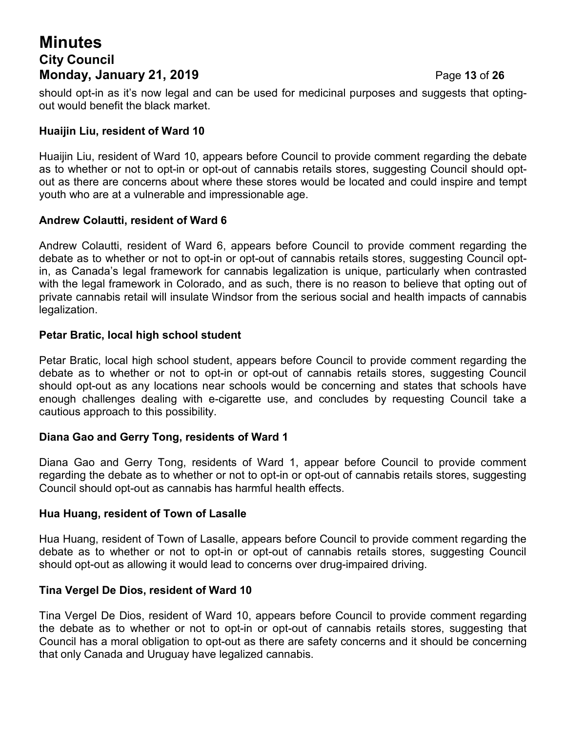should opt-in as it's now legal and can be used for medicinal purposes and suggests that opting-out would benefit the black market.

**Huaijin Liu, resident of Ward 10**

Huaijin Liu, resident of Ward 10, appears before Council to provide comment regarding the debate as to whether or not to opt-in or opt-out of cannabis retails stores, suggesting Council should opt-out as there are concerns about where these stores would be located and could inspire and tempt youth who are at a vulnerable and impressionable age.

**Andrew Colautti, resident of Ward 6**

Andrew Colautti, resident of Ward 6, appears before Council to provide comment regarding the debate as to whether or not to opt-in or opt-out of cannabis retails stores, suggesting Council opt-in, as Canada's legal framework for cannabis legalization is unique, particularly when contrasted with the legal framework in Colorado, and as such, there is no reason to believe that opting out of private cannabis retail will insulate Windsor from the serious social and health impacts of cannabis legalization.

**Petar Bratic, local high school student**

Petar Bratic, local high school student, appears before Council to provide comment regarding the debate as to whether or not to opt-in or opt-out of cannabis retails stores, suggesting Council should opt-out as any locations near schools would be concerning and states that schools have enough challenges dealing with e-cigarette use, and concludes by requesting Council take a cautious approach to this possibility.

**Diana Gao and Gerry Tong, residents of Ward 1**

Diana Gao and Gerry Tong, residents of Ward 1, appear before Council to provide comment regarding the debate as to whether or not to opt-in or opt-out of cannabis retails stores, suggesting Council should opt-out as cannabis has harmful health effects.

**Hua Huang, resident of Town of Lasalle**

Hua Huang, resident of Town of Lasalle, appears before Council to provide comment regarding the debate as to whether or not to opt-in or opt-out of cannabis retails stores, suggesting Council should opt-out as allowing it would lead to concerns over drug-impaired driving.

**Tina Vergel De Dios, resident of Ward 10**

Tina Vergel De Dios, resident of Ward 10, appears before Council to provide comment regarding the debate as to whether or not to opt-in or opt-out of cannabis retails stores, suggesting that Council has a moral obligation to opt-out as there are safety concerns and it should be concerning that only Canada and Uruguay have legalized cannabis.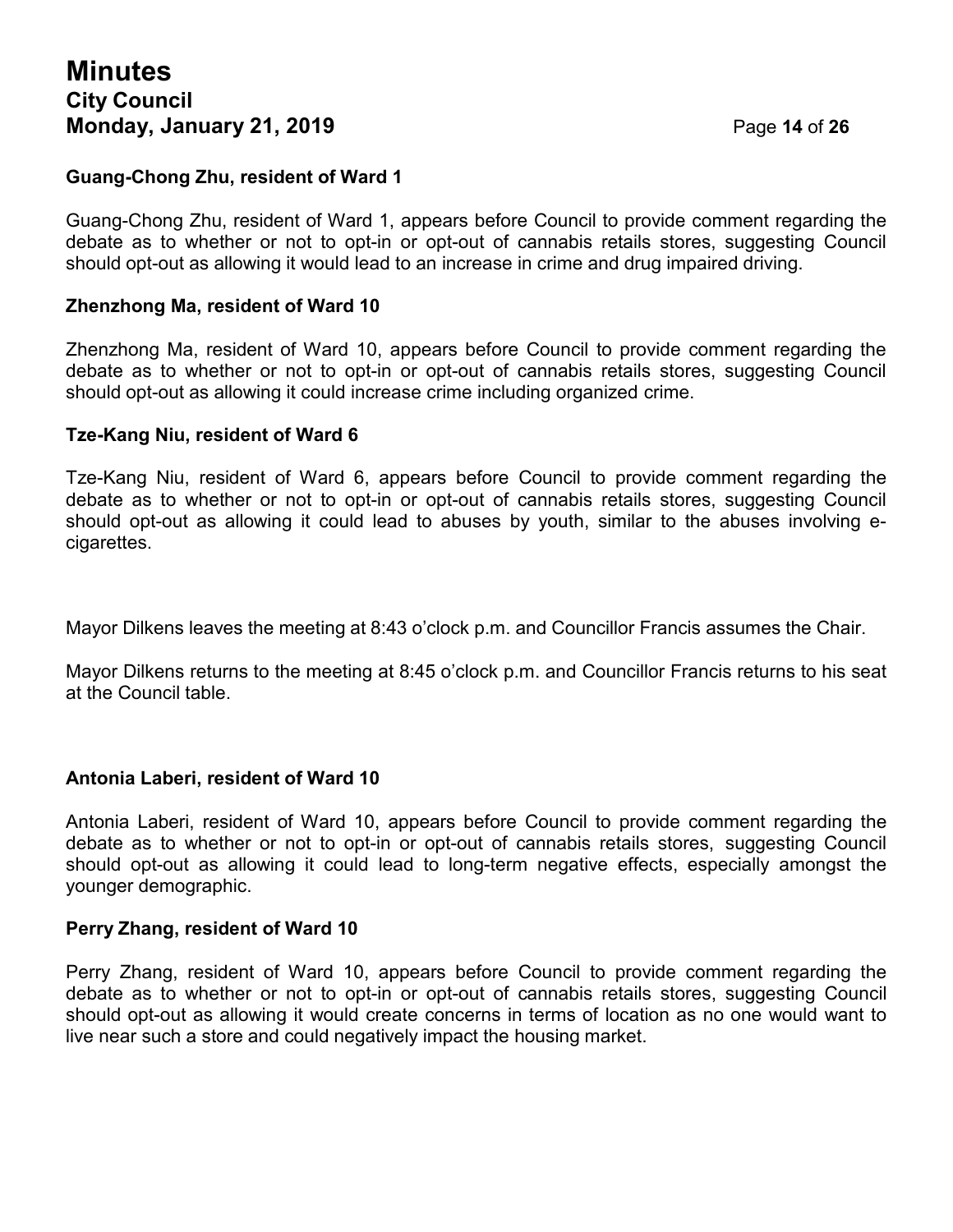**Guang-Chong Zhu, resident of Ward 1**

Guang-Chong Zhu, resident of Ward 1, appears before Council to provide comment regarding the debate as to whether or not to opt-in or opt-out of cannabis retails stores, suggesting Council should opt-out as allowing it would lead to an increase in crime and drug impaired driving.

**Zhenzhong Ma, resident of Ward 10**

Zhenzhong Ma, resident of Ward 10, appears before Council to provide comment regarding the debate as to whether or not to opt-in or opt-out of cannabis retails stores, suggesting Council should opt-out as allowing it could increase crime including organized crime.

**Tze-Kang Niu, resident of Ward 6**

Tze-Kang Niu, resident of Ward 6, appears before Council to provide comment regarding the debate as to whether or not to opt-in or opt-out of cannabis retails stores, suggesting Council should opt-out as allowing it could lead to abuses by youth, similar to the abuses involving e-cigarettes.

Mayor Dilkens leaves the meeting at 8:43 o'clock p.m. and Councillor Francis assumes the Chair.

Mayor Dilkens returns to the meeting at 8:45 o'clock p.m. and Councillor Francis returns to his seat at the Council table.

**Antonia Laberi, resident of Ward 10**

Antonia Laberi, resident of Ward 10, appears before Council to provide comment regarding the debate as to whether or not to opt-in or opt-out of cannabis retails stores, suggesting Council should opt-out as allowing it could lead to long-term negative effects, especially amongst the younger demographic.

**Perry Zhang, resident of Ward 10**

Perry Zhang, resident of Ward 10, appears before Council to provide comment regarding the debate as to whether or not to opt-in or opt-out of cannabis retails stores, suggesting Council should opt-out as allowing it would create concerns in terms of location as no one would want to live near such a store and could negatively impact the housing market.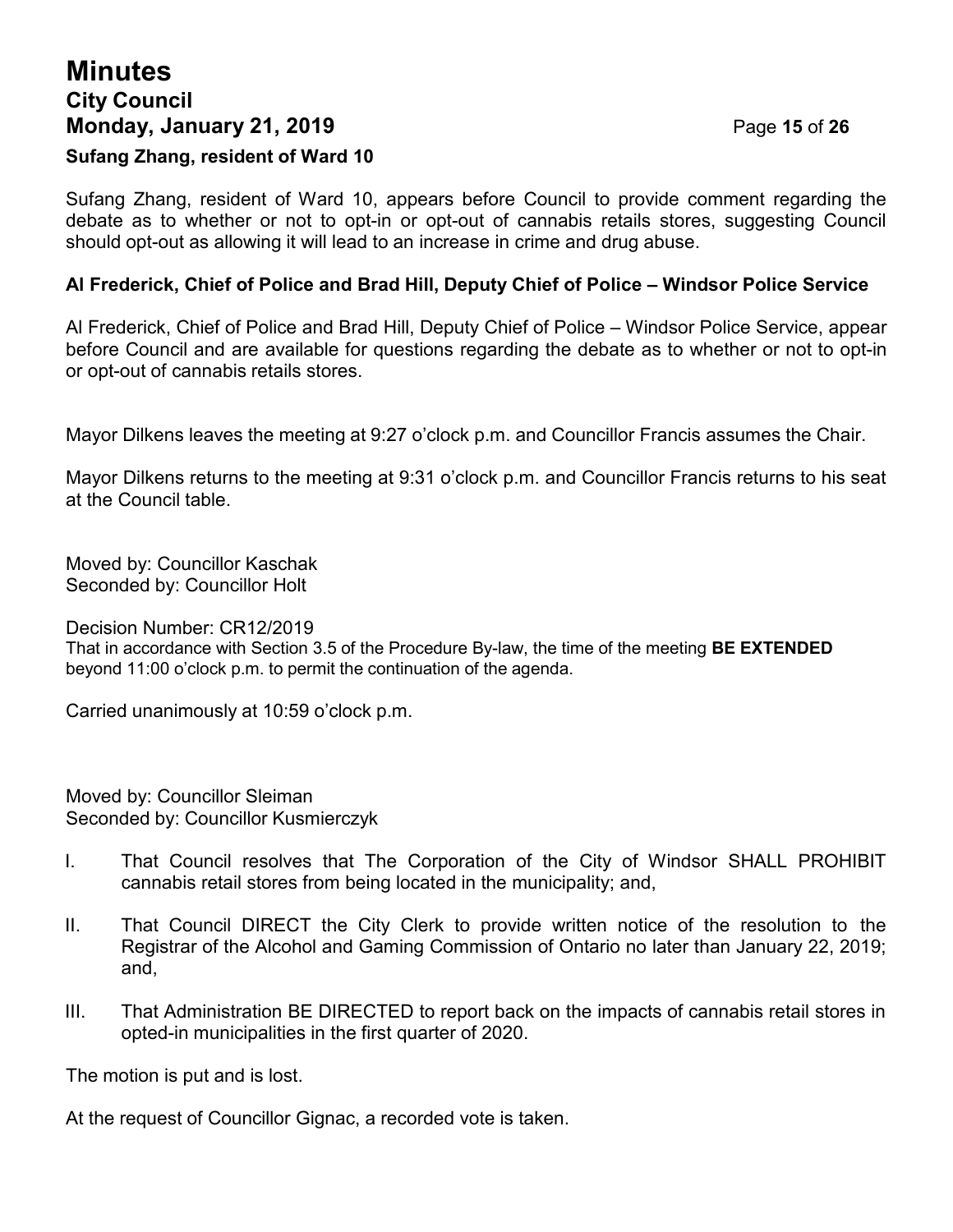### Sufang Zhang, resident of Ward 10

Sufang Zhang, resident of Ward 10, appears before Council to provide comment regarding the debate as to whether or not to opt-in or opt-out of cannabis retails stores, suggesting Council should opt-out as allowing it will lead to an increase in crime and drug abuse.

### Al Frederick, Chief of Police and Brad Hill, Deputy Chief of Police – Windsor Police Service

Al Frederick, Chief of Police and Brad Hill, Deputy Chief of Police – Windsor Police Service, appear before Council and are available for questions regarding the debate as to whether or not to opt-in or opt-out of cannabis retails stores.

Mayor Dilkens leaves the meeting at 9:27 o'clock p.m. and Councillor Francis assumes the Chair.

Mayor Dilkens returns to the meeting at 9:31 o'clock p.m. and Councillor Francis returns to his seat at the Council table.

Moved by: Councillor Kaschak
Seconded by: Councillor Holt

Decision Number: CR12/2019
That in accordance with Section 3.5 of the Procedure By-law, the time of the meeting **BE EXTENDED** beyond 11:00 o'clock p.m. to permit the continuation of the agenda.

Carried unanimously at 10:59 o'clock p.m.

Moved by: Councillor Sleiman
Seconded by: Councillor Kusmierczyk

I. That Council resolves that The Corporation of the City of Windsor SHALL PROHIBIT cannabis retail stores from being located in the municipality; and,

II. That Council DIRECT the City Clerk to provide written notice of the resolution to the Registrar of the Alcohol and Gaming Commission of Ontario no later than January 22, 2019; and,

III. That Administration BE DIRECTED to report back on the impacts of cannabis retail stores in opted-in municipalities in the first quarter of 2020.

The motion is put and is lost.

At the request of Councillor Gignac, a recorded vote is taken.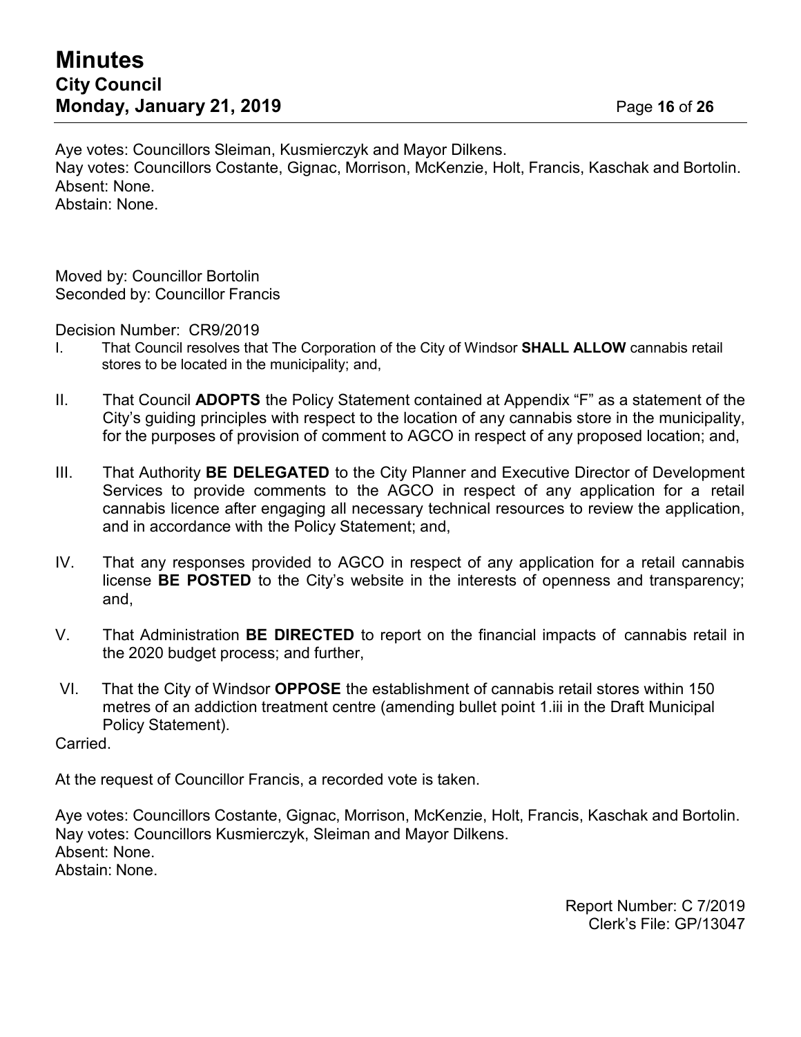Aye votes: Councillors Sleiman, Kusmierczyk and Mayor Dilkens.
Nay votes: Councillors Costante, Gignac, Morrison, McKenzie, Holt, Francis, Kaschak and Bortolin.
Absent: None.
Abstain: None.

Moved by: Councillor Bortolin
Seconded by: Councillor Francis

Decision Number: CR9/2019

I. That Council resolves that The Corporation of the City of Windsor **SHALL ALLOW** cannabis retail stores to be located in the municipality; and,

II. That Council **ADOPTS** the Policy Statement contained at Appendix "F" as a statement of the City's guiding principles with respect to the location of any cannabis store in the municipality, for the purposes of provision of comment to AGCO in respect of any proposed location; and,

III. That Authority **BE DELEGATED** to the City Planner and Executive Director of Development Services to provide comments to the AGCO in respect of any application for a retail cannabis licence after engaging all necessary technical resources to review the application, and in accordance with the Policy Statement; and,

IV. That any responses provided to AGCO in respect of any application for a retail cannabis license **BE POSTED** to the City's website in the interests of openness and transparency; and,

V. That Administration **BE DIRECTED** to report on the financial impacts of cannabis retail in the 2020 budget process; and further,

VI. That the City of Windsor **OPPOSE** the establishment of cannabis retail stores within 150 metres of an addiction treatment centre (amending bullet point 1.iii in the Draft Municipal Policy Statement).

Carried.

At the request of Councillor Francis, a recorded vote is taken.

Aye votes: Councillors Costante, Gignac, Morrison, McKenzie, Holt, Francis, Kaschak and Bortolin.
Nay votes: Councillors Kusmierczyk, Sleiman and Mayor Dilkens.
Absent: None.
Abstain: None.

Report Number: C 7/2019
Clerk's File: GP/13047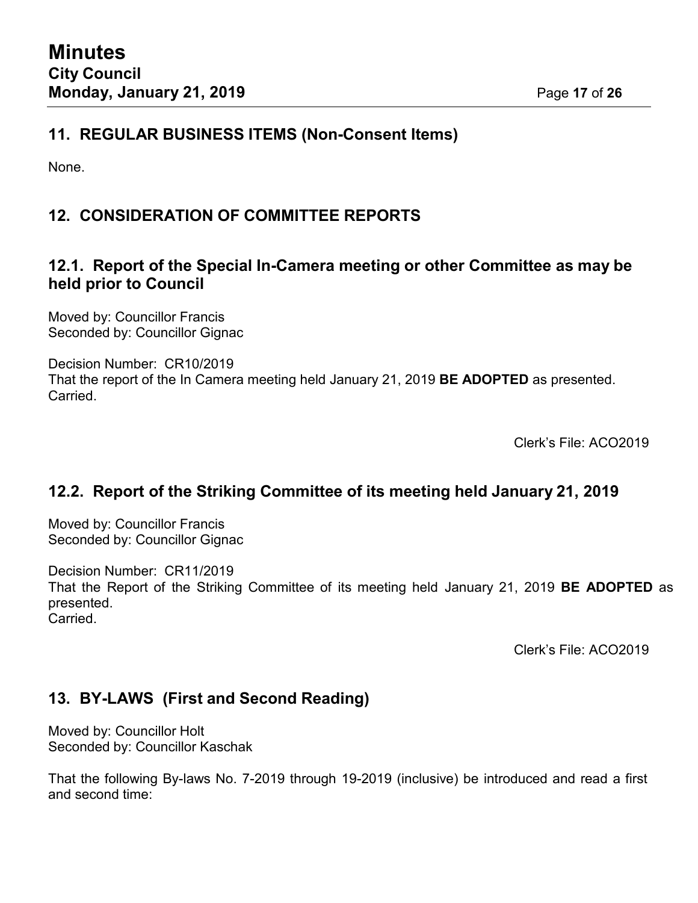## 11. REGULAR BUSINESS ITEMS (Non-Consent Items)

None.

## 12. CONSIDERATION OF COMMITTEE REPORTS

### 12.1. Report of the Special In-Camera meeting or other Committee as may be held prior to Council

Moved by: Councillor Francis
Seconded by: Councillor Gignac

Decision Number: CR10/2019
That the report of the In Camera meeting held January 21, 2019 **BE ADOPTED** as presented.
Carried.

Clerk's File: ACO2019

### 12.2. Report of the Striking Committee of its meeting held January 21, 2019

Moved by: Councillor Francis
Seconded by: Councillor Gignac

Decision Number: CR11/2019
That the Report of the Striking Committee of its meeting held January 21, 2019 **BE ADOPTED** as presented.
Carried.

Clerk's File: ACO2019

## 13. BY-LAWS (First and Second Reading)

Moved by: Councillor Holt
Seconded by: Councillor Kaschak

That the following By-laws No. 7-2019 through 19-2019 (inclusive) be introduced and read a first and second time: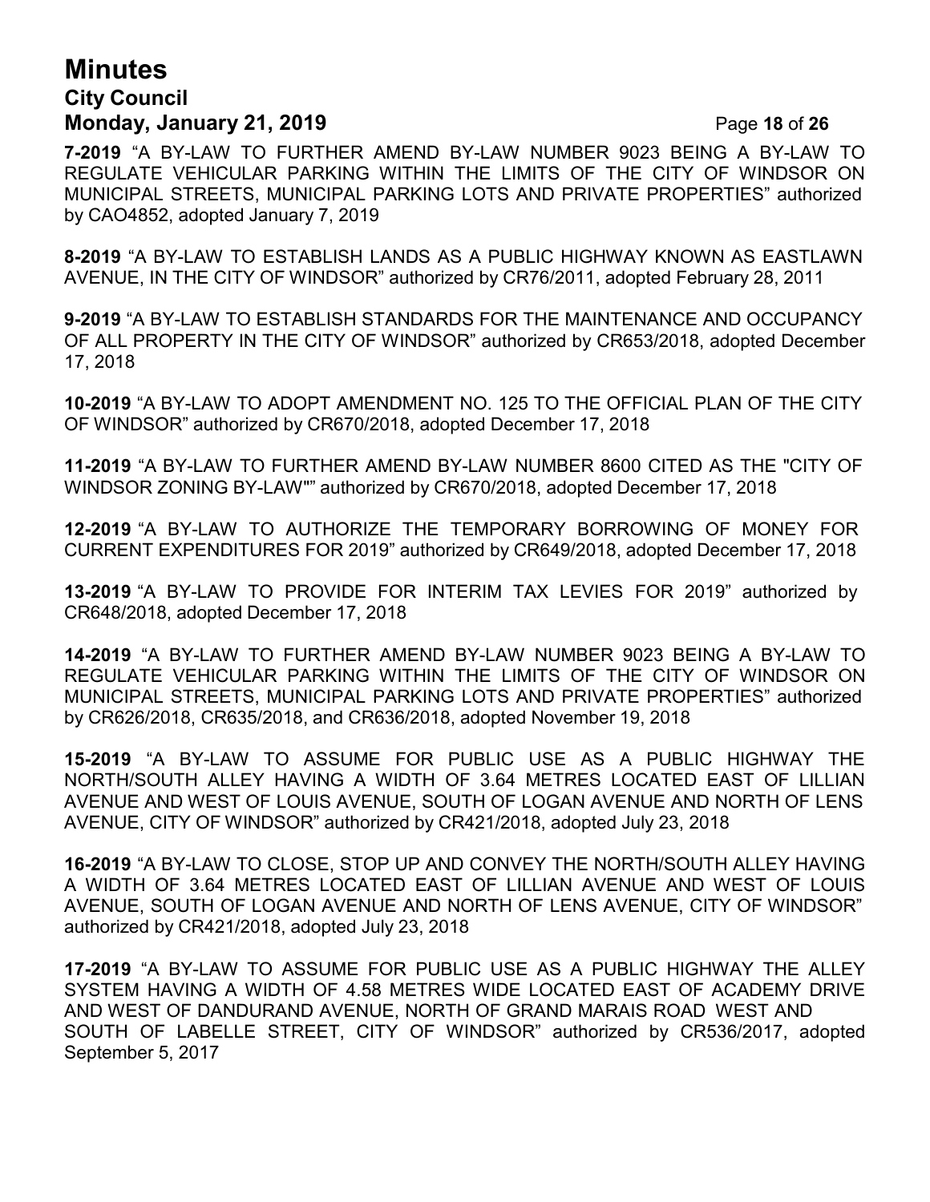**7-2019** "A BY-LAW TO FURTHER AMEND BY-LAW NUMBER 9023 BEING A BY-LAW TO REGULATE VEHICULAR PARKING WITHIN THE LIMITS OF THE CITY OF WINDSOR ON MUNICIPAL STREETS, MUNICIPAL PARKING LOTS AND PRIVATE PROPERTIES" authorized by CAO4852, adopted January 7, 2019

**8-2019** "A BY-LAW TO ESTABLISH LANDS AS A PUBLIC HIGHWAY KNOWN AS EASTLAWN AVENUE, IN THE CITY OF WINDSOR" authorized by CR76/2011, adopted February 28, 2011

**9-2019** "A BY-LAW TO ESTABLISH STANDARDS FOR THE MAINTENANCE AND OCCUPANCY OF ALL PROPERTY IN THE CITY OF WINDSOR" authorized by CR653/2018, adopted December 17, 2018

**10-2019** "A BY-LAW TO ADOPT AMENDMENT NO. 125 TO THE OFFICIAL PLAN OF THE CITY OF WINDSOR" authorized by CR670/2018, adopted December 17, 2018

**11-2019** "A BY-LAW TO FURTHER AMEND BY-LAW NUMBER 8600 CITED AS THE "CITY OF WINDSOR ZONING BY-LAW"" authorized by CR670/2018, adopted December 17, 2018

**12-2019** "A BY-LAW TO AUTHORIZE THE TEMPORARY BORROWING OF MONEY FOR CURRENT EXPENDITURES FOR 2019" authorized by CR649/2018, adopted December 17, 2018

**13-2019** "A BY-LAW TO PROVIDE FOR INTERIM TAX LEVIES FOR 2019" authorized by CR648/2018, adopted December 17, 2018

**14-2019** "A BY-LAW TO FURTHER AMEND BY-LAW NUMBER 9023 BEING A BY-LAW TO REGULATE VEHICULAR PARKING WITHIN THE LIMITS OF THE CITY OF WINDSOR ON MUNICIPAL STREETS, MUNICIPAL PARKING LOTS AND PRIVATE PROPERTIES" authorized by CR626/2018, CR635/2018, and CR636/2018, adopted November 19, 2018

**15-2019** "A BY-LAW TO ASSUME FOR PUBLIC USE AS A PUBLIC HIGHWAY THE NORTH/SOUTH ALLEY HAVING A WIDTH OF 3.64 METRES LOCATED EAST OF LILLIAN AVENUE AND WEST OF LOUIS AVENUE, SOUTH OF LOGAN AVENUE AND NORTH OF LENS AVENUE, CITY OF WINDSOR" authorized by CR421/2018, adopted July 23, 2018

**16-2019** "A BY-LAW TO CLOSE, STOP UP AND CONVEY THE NORTH/SOUTH ALLEY HAVING A WIDTH OF 3.64 METRES LOCATED EAST OF LILLIAN AVENUE AND WEST OF LOUIS AVENUE, SOUTH OF LOGAN AVENUE AND NORTH OF LENS AVENUE, CITY OF WINDSOR" authorized by CR421/2018, adopted July 23, 2018

**17-2019** "A BY-LAW TO ASSUME FOR PUBLIC USE AS A PUBLIC HIGHWAY THE ALLEY SYSTEM HAVING A WIDTH OF 4.58 METRES WIDE LOCATED EAST OF ACADEMY DRIVE AND WEST OF DANDURAND AVENUE, NORTH OF GRAND MARAIS ROAD WEST AND SOUTH OF LABELLE STREET, CITY OF WINDSOR" authorized by CR536/2017, adopted September 5, 2017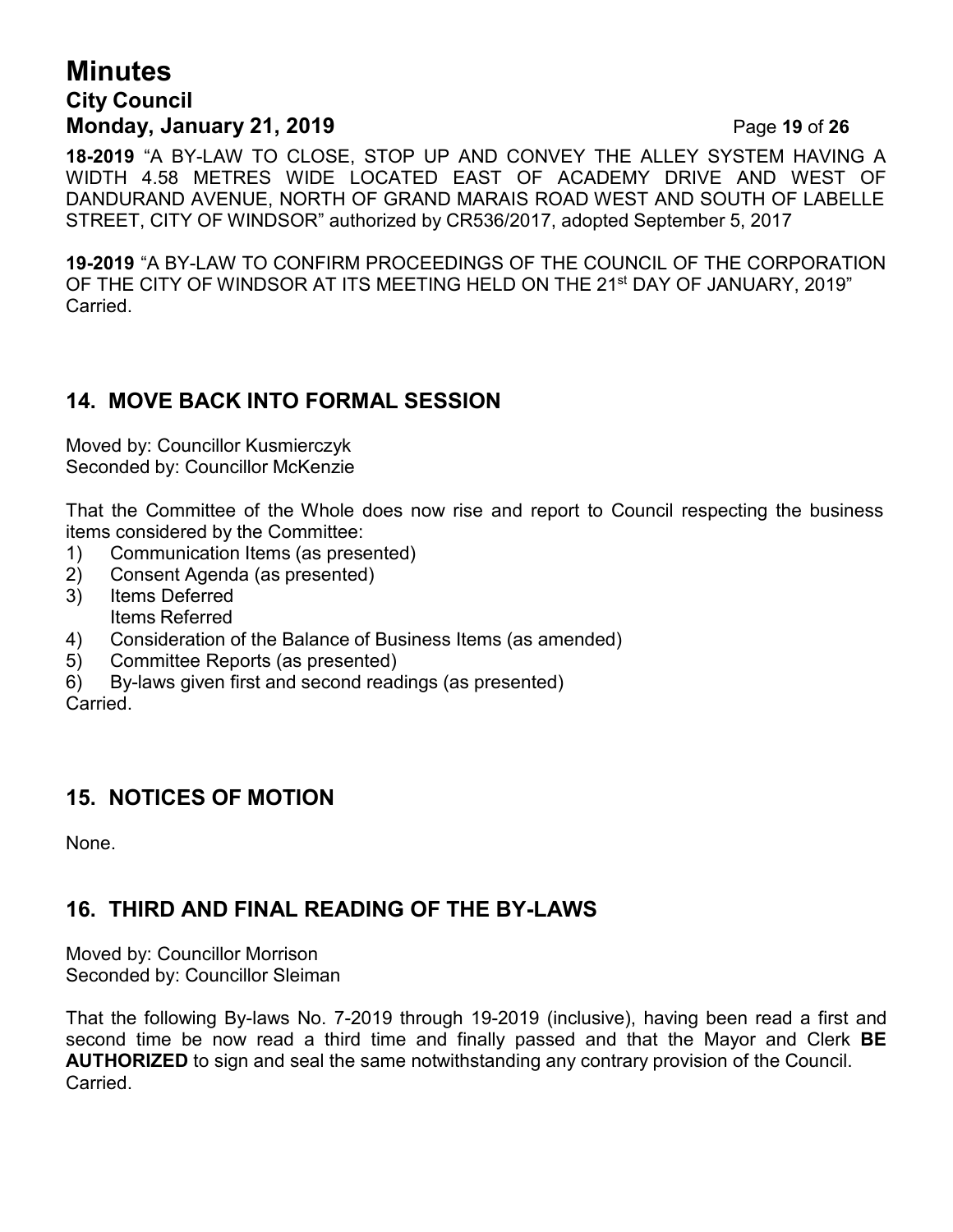**18-2019** "A BY-LAW TO CLOSE, STOP UP AND CONVEY THE ALLEY SYSTEM HAVING A WIDTH 4.58 METRES WIDE LOCATED EAST OF ACADEMY DRIVE AND WEST OF DANDURAND AVENUE, NORTH OF GRAND MARAIS ROAD WEST AND SOUTH OF LABELLE STREET, CITY OF WINDSOR" authorized by CR536/2017, adopted September 5, 2017

**19-2019** "A BY-LAW TO CONFIRM PROCEEDINGS OF THE COUNCIL OF THE CORPORATION OF THE CITY OF WINDSOR AT ITS MEETING HELD ON THE 21st DAY OF JANUARY, 2019"
Carried.

## 14. MOVE BACK INTO FORMAL SESSION

Moved by: Councillor Kusmierczyk
Seconded by: Councillor McKenzie

That the Committee of the Whole does now rise and report to Council respecting the business items considered by the Committee:

1) Communication Items (as presented)
2) Consent Agenda (as presented)
3) Items Deferred
   Items Referred
4) Consideration of the Balance of Business Items (as amended)
5) Committee Reports (as presented)
6) By-laws given first and second readings (as presented)

Carried.

## 15. NOTICES OF MOTION

None.

## 16. THIRD AND FINAL READING OF THE BY-LAWS

Moved by: Councillor Morrison
Seconded by: Councillor Sleiman

That the following By-laws No. 7-2019 through 19-2019 (inclusive), having been read a first and second time be now read a third time and finally passed and that the Mayor and Clerk **BE AUTHORIZED** to sign and seal the same notwithstanding any contrary provision of the Council.
Carried.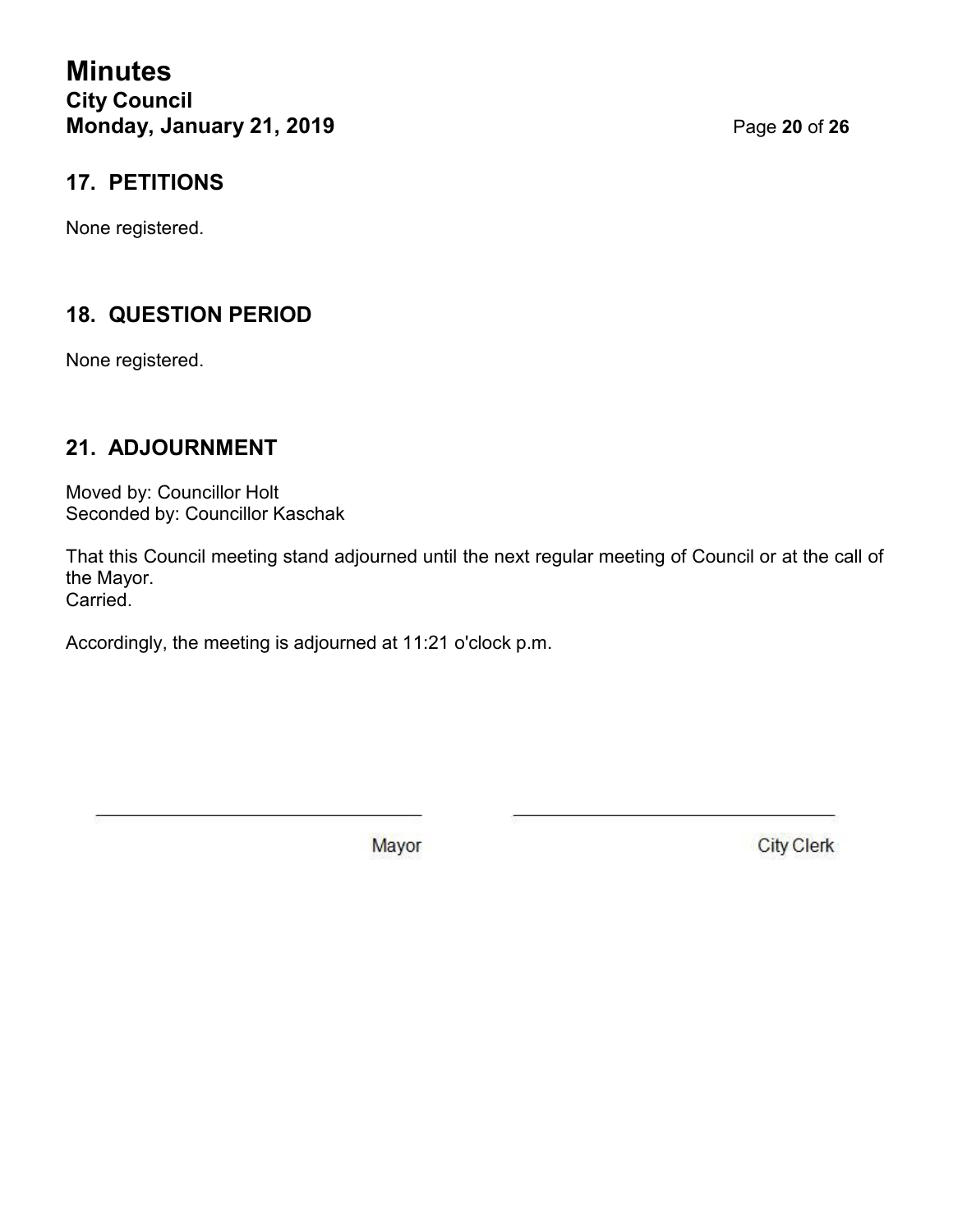## 17. PETITIONS

None registered.

## 18. QUESTION PERIOD

None registered.

## 21. ADJOURNMENT

Moved by: Councillor Holt
Seconded by: Councillor Kaschak

That this Council meeting stand adjourned until the next regular meeting of Council or at the call of the Mayor.
Carried.

Accordingly, the meeting is adjourned at 11:21 o'clock p.m.

\_\_\_\_\_\_\_\_\_\_\_\_\_\_\_\_\_\_\_\_\_\_\_\_\_\_\_\_ Mayor

\_\_\_\_\_\_\_\_\_\_\_\_\_\_\_\_\_\_\_\_\_\_\_\_\_\_\_\_ City Clerk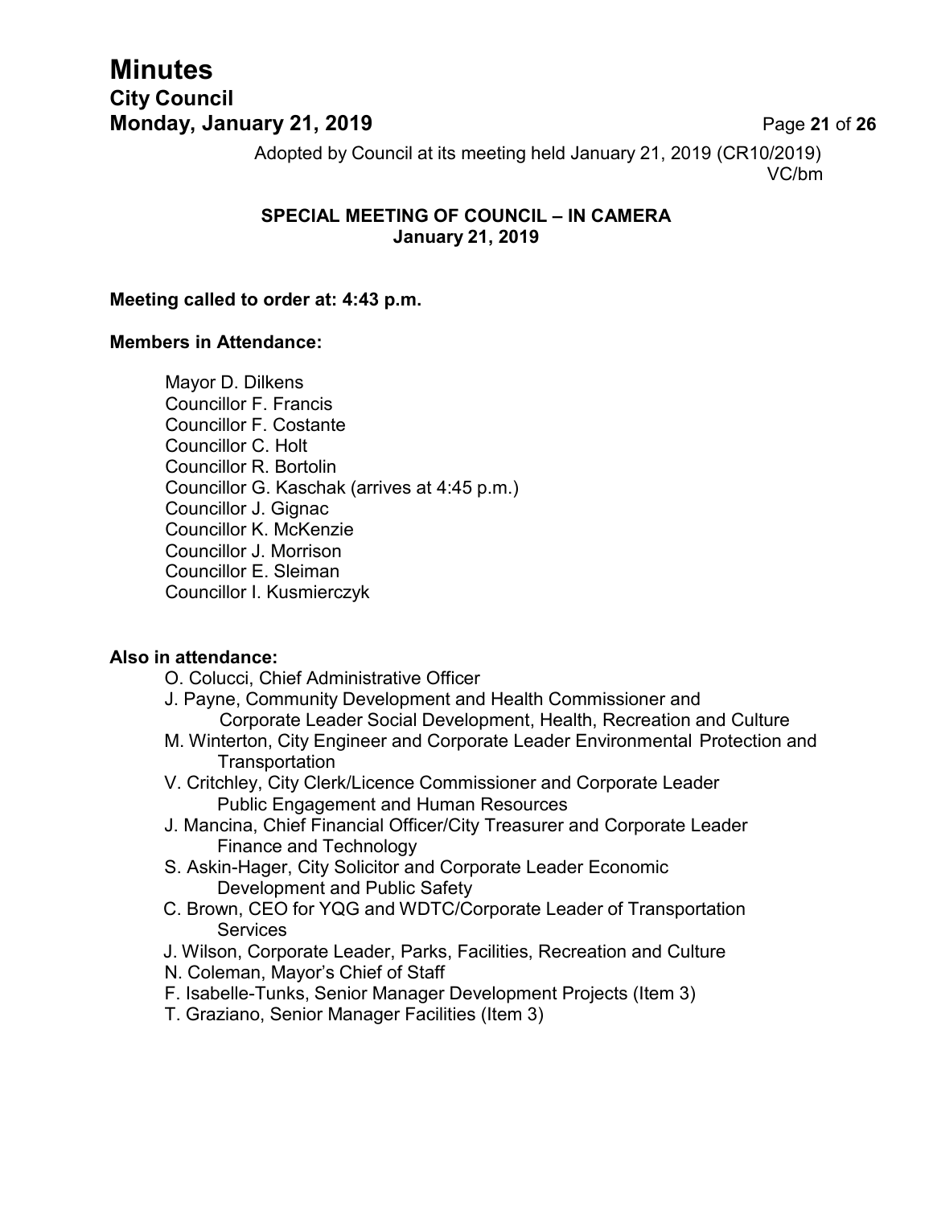Adopted by Council at its meeting held January 21, 2019 (CR10/2019)
VC/bm

### SPECIAL MEETING OF COUNCIL – IN CAMERA
### January 21, 2019

**Meeting called to order at: 4:43 p.m.**

**Members in Attendance:**

Mayor D. Dilkens
Councillor F. Francis
Councillor F. Costante
Councillor C. Holt
Councillor R. Bortolin
Councillor G. Kaschak (arrives at 4:45 p.m.)
Councillor J. Gignac
Councillor K. McKenzie
Councillor J. Morrison
Councillor E. Sleiman
Councillor I. Kusmierczyk

**Also in attendance:**

O. Colucci, Chief Administrative Officer
J. Payne, Community Development and Health Commissioner and Corporate Leader Social Development, Health, Recreation and Culture
M. Winterton, City Engineer and Corporate Leader Environmental Protection and Transportation
V. Critchley, City Clerk/Licence Commissioner and Corporate Leader Public Engagement and Human Resources
J. Mancina, Chief Financial Officer/City Treasurer and Corporate Leader Finance and Technology
S. Askin-Hager, City Solicitor and Corporate Leader Economic Development and Public Safety
C. Brown, CEO for YQG and WDTC/Corporate Leader of Transportation Services
J. Wilson, Corporate Leader, Parks, Facilities, Recreation and Culture
N. Coleman, Mayor's Chief of Staff
F. Isabelle-Tunks, Senior Manager Development Projects (Item 3)
T. Graziano, Senior Manager Facilities (Item 3)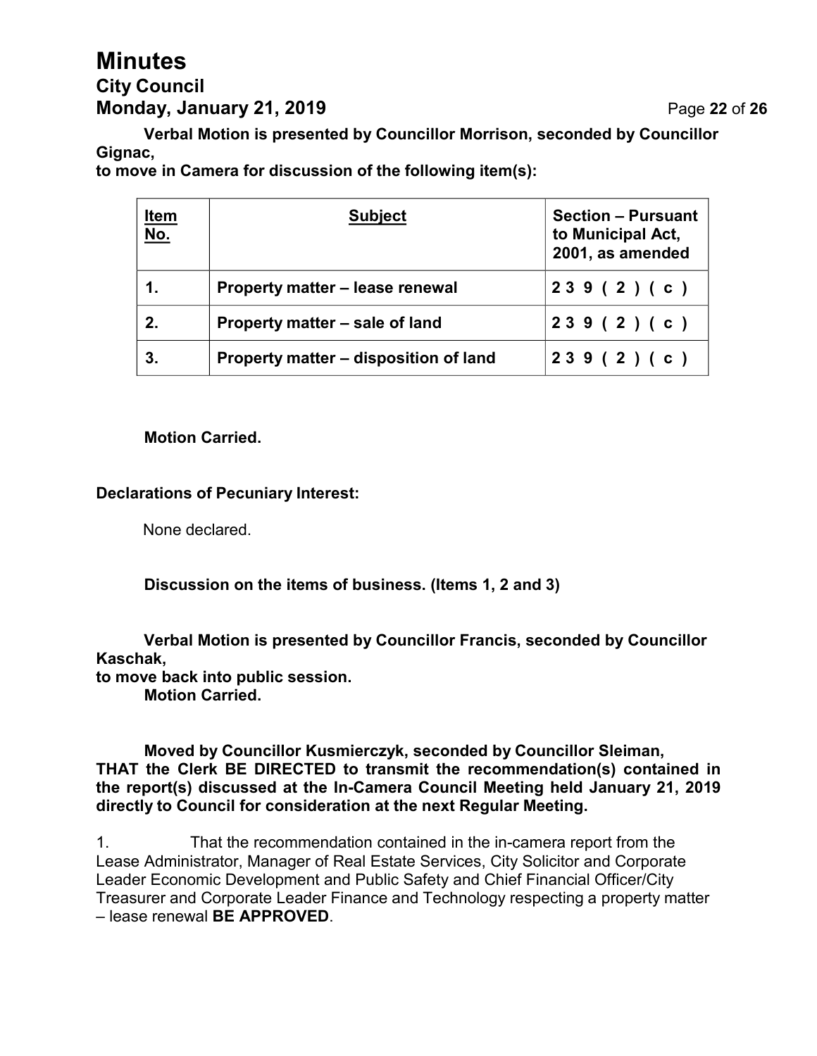**Verbal Motion is presented by Councillor Morrison, seconded by Councillor Gignac,**
**to move in Camera for discussion of the following item(s):**

| Item No. | Subject | Section – Pursuant to Municipal Act, 2001, as amended |
|---|---|---|
| 1. | Property matter – lease renewal | 239 (2) (c) |
| 2. | Property matter – sale of land | 239 (2) (c) |
| 3. | Property matter – disposition of land | 239 (2) (c) |

**Motion Carried.**

**Declarations of Pecuniary Interest:**

None declared.

**Discussion on the items of business. (Items 1, 2 and 3)**

**Verbal Motion is presented by Councillor Francis, seconded by Councillor Kaschak,**
**to move back into public session.**
**Motion Carried.**

**Moved by Councillor Kusmierczyk, seconded by Councillor Sleiman,**
**THAT the Clerk BE DIRECTED to transmit the recommendation(s) contained in the report(s) discussed at the In-Camera Council Meeting held January 21, 2019 directly to Council for consideration at the next Regular Meeting.**

1. That the recommendation contained in the in-camera report from the Lease Administrator, Manager of Real Estate Services, City Solicitor and Corporate Leader Economic Development and Public Safety and Chief Financial Officer/City Treasurer and Corporate Leader Finance and Technology respecting a property matter – lease renewal **BE APPROVED**.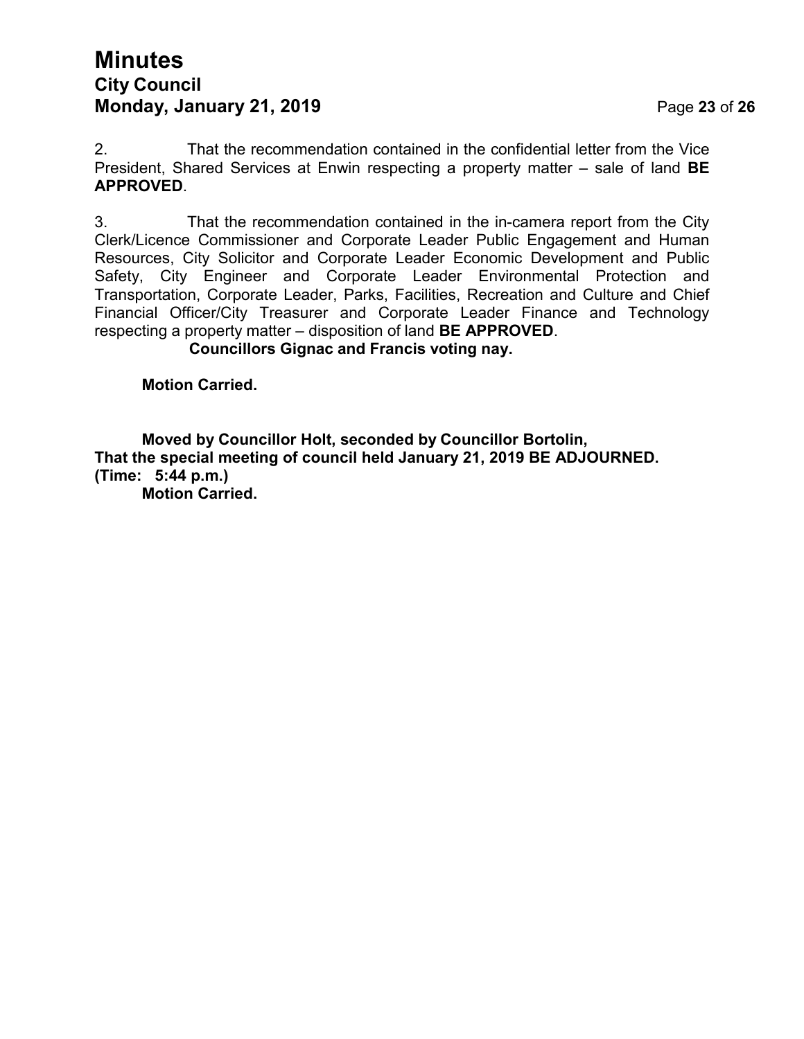2. That the recommendation contained in the confidential letter from the Vice President, Shared Services at Enwin respecting a property matter – sale of land **BE APPROVED**.

3. That the recommendation contained in the in-camera report from the City Clerk/Licence Commissioner and Corporate Leader Public Engagement and Human Resources, City Solicitor and Corporate Leader Economic Development and Public Safety, City Engineer and Corporate Leader Environmental Protection and Transportation, Corporate Leader, Parks, Facilities, Recreation and Culture and Chief Financial Officer/City Treasurer and Corporate Leader Finance and Technology respecting a property matter – disposition of land **BE APPROVED**.

**Councillors Gignac and Francis voting nay.**

**Motion Carried.**

**Moved by Councillor Holt, seconded by Councillor Bortolin,**
**That the special meeting of council held January 21, 2019 BE ADJOURNED.**
**(Time: 5:44 p.m.)**
**Motion Carried.**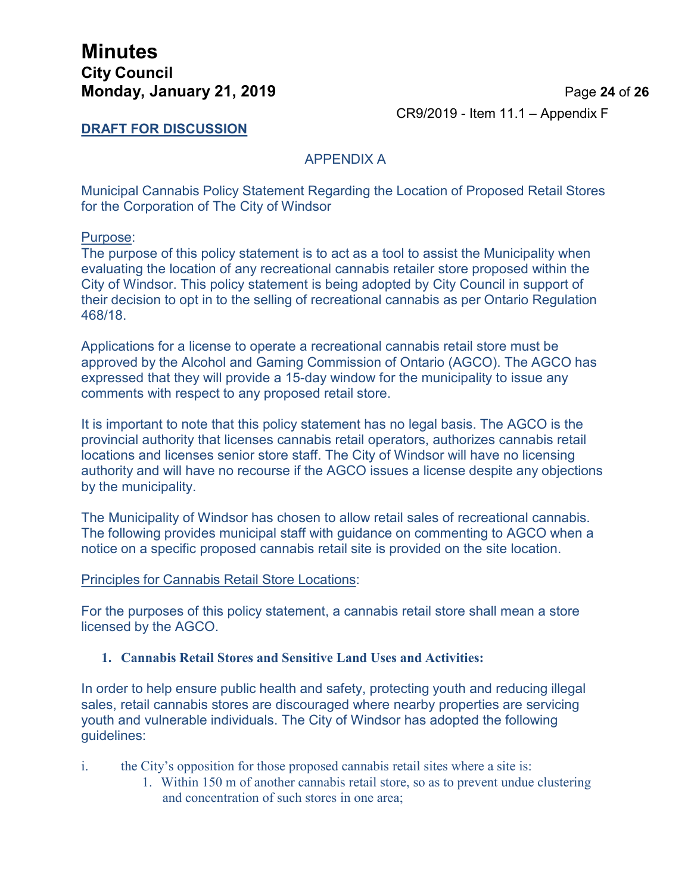CR9/2019 - Item 11.1 – Appendix F

**DRAFT FOR DISCUSSION**

APPENDIX A

Municipal Cannabis Policy Statement Regarding the Location of Proposed Retail Stores for the Corporation of The City of Windsor

Purpose:

The purpose of this policy statement is to act as a tool to assist the Municipality when evaluating the location of any recreational cannabis retailer store proposed within the City of Windsor. This policy statement is being adopted by City Council in support of their decision to opt in to the selling of recreational cannabis as per Ontario Regulation 468/18.

Applications for a license to operate a recreational cannabis retail store must be approved by the Alcohol and Gaming Commission of Ontario (AGCO). The AGCO has expressed that they will provide a 15-day window for the municipality to issue any comments with respect to any proposed retail store.

It is important to note that this policy statement has no legal basis. The AGCO is the provincial authority that licenses cannabis retail operators, authorizes cannabis retail locations and licenses senior store staff. The City of Windsor will have no licensing authority and will have no recourse if the AGCO issues a license despite any objections by the municipality.

The Municipality of Windsor has chosen to allow retail sales of recreational cannabis. The following provides municipal staff with guidance on commenting to AGCO when a notice on a specific proposed cannabis retail site is provided on the site location.

Principles for Cannabis Retail Store Locations:

For the purposes of this policy statement, a cannabis retail store shall mean a store licensed by the AGCO.

**1. Cannabis Retail Stores and Sensitive Land Uses and Activities:**

In order to help ensure public health and safety, protecting youth and reducing illegal sales, retail cannabis stores are discouraged where nearby properties are servicing youth and vulnerable individuals. The City of Windsor has adopted the following guidelines:

i. the City's opposition for those proposed cannabis retail sites where a site is:

1. Within 150 m of another cannabis retail store, so as to prevent undue clustering and concentration of such stores in one area;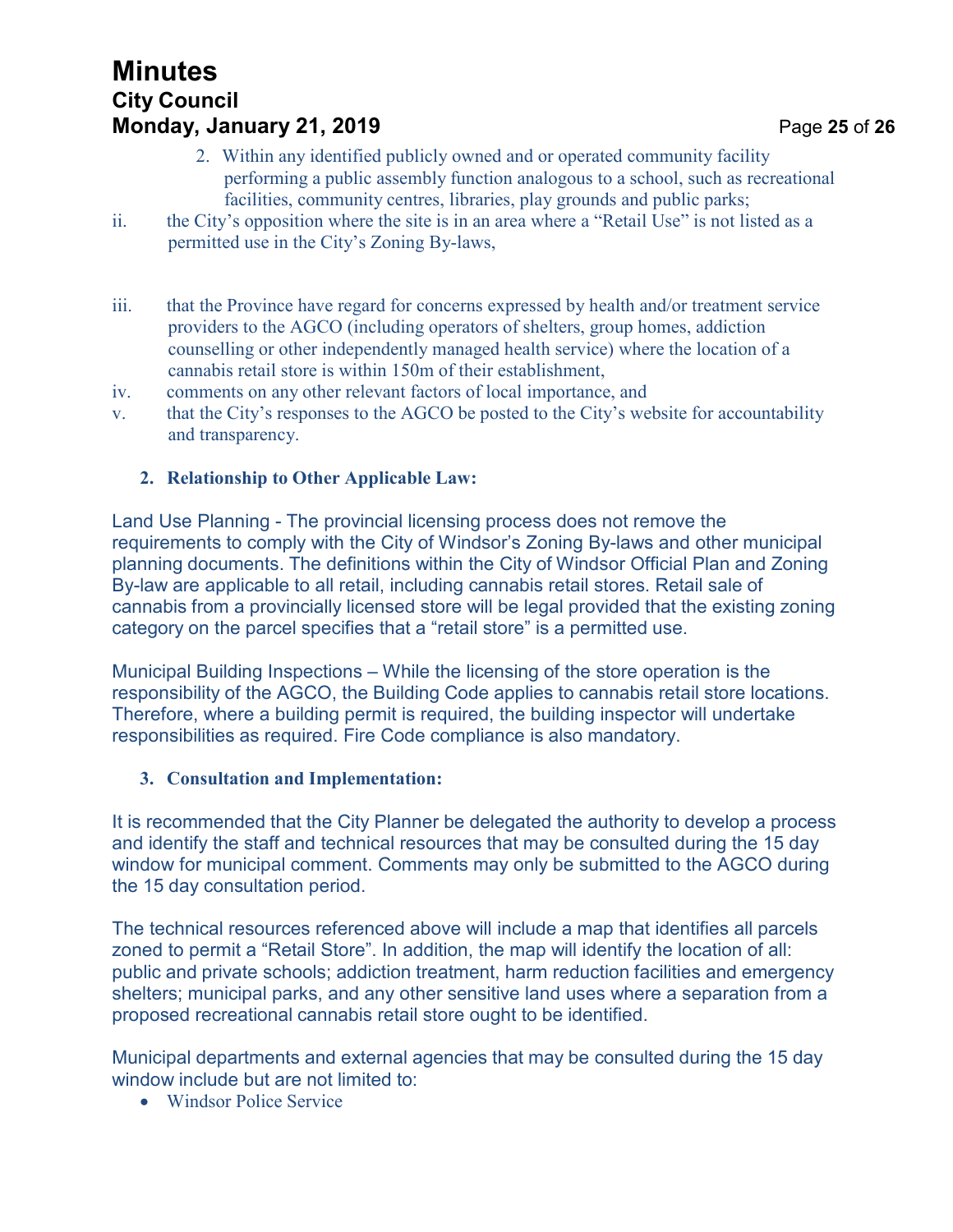2. Within any identified publicly owned and or operated community facility performing a public assembly function analogous to a school, such as recreational facilities, community centres, libraries, play grounds and public parks;

ii. the City's opposition where the site is in an area where a "Retail Use" is not listed as a permitted use in the City's Zoning By-laws,

iii. that the Province have regard for concerns expressed by health and/or treatment service providers to the AGCO (including operators of shelters, group homes, addiction counselling or other independently managed health service) where the location of a cannabis retail store is within 150m of their establishment,

iv. comments on any other relevant factors of local importance, and

v. that the City's responses to the AGCO be posted to the City's website for accountability and transparency.

**2. Relationship to Other Applicable Law:**

Land Use Planning - The provincial licensing process does not remove the requirements to comply with the City of Windsor's Zoning By-laws and other municipal planning documents. The definitions within the City of Windsor Official Plan and Zoning By-law are applicable to all retail, including cannabis retail stores. Retail sale of cannabis from a provincially licensed store will be legal provided that the existing zoning category on the parcel specifies that a "retail store" is a permitted use.

Municipal Building Inspections – While the licensing of the store operation is the responsibility of the AGCO, the Building Code applies to cannabis retail store locations. Therefore, where a building permit is required, the building inspector will undertake responsibilities as required. Fire Code compliance is also mandatory.

**3. Consultation and Implementation:**

It is recommended that the City Planner be delegated the authority to develop a process and identify the staff and technical resources that may be consulted during the 15 day window for municipal comment. Comments may only be submitted to the AGCO during the 15 day consultation period.

The technical resources referenced above will include a map that identifies all parcels zoned to permit a "Retail Store". In addition, the map will identify the location of all: public and private schools; addiction treatment, harm reduction facilities and emergency shelters; municipal parks, and any other sensitive land uses where a separation from a proposed recreational cannabis retail store ought to be identified.

Municipal departments and external agencies that may be consulted during the 15 day window include but are not limited to:

- Windsor Police Service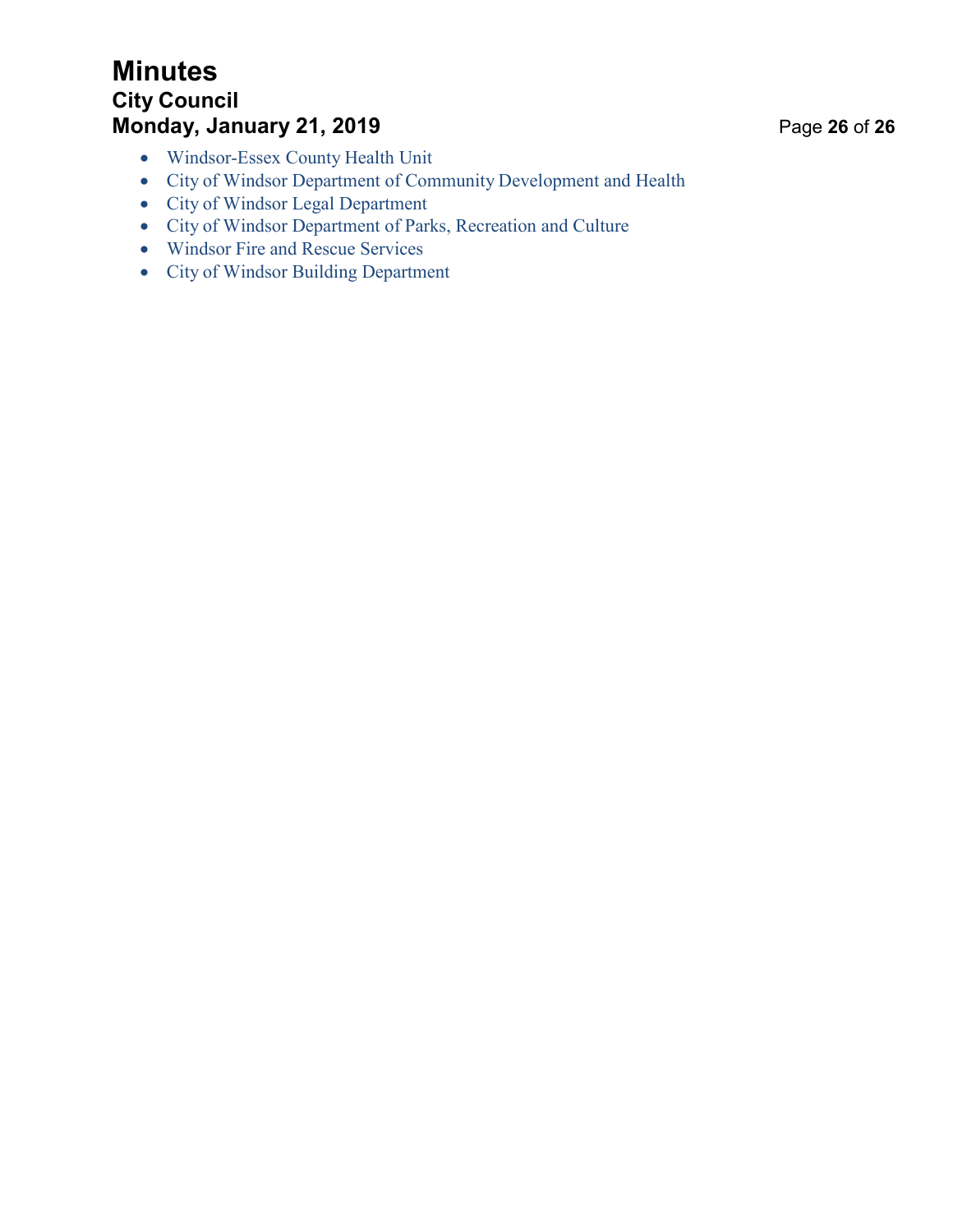- Windsor-Essex County Health Unit
- City of Windsor Department of Community Development and Health
- City of Windsor Legal Department
- City of Windsor Department of Parks, Recreation and Culture
- Windsor Fire and Rescue Services
- City of Windsor Building Department